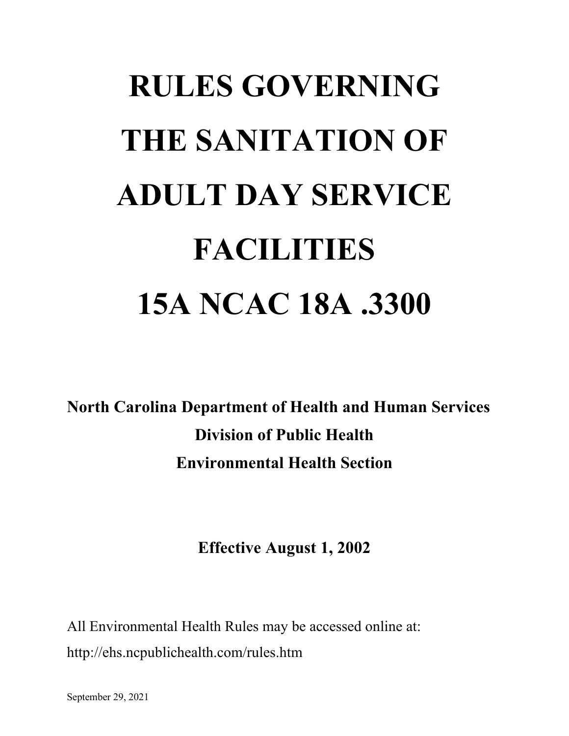# RULES GOVERNING THE SANITATION OF ADULT DAY SERVICE FACILITIES

# 15A NCAC 18A .3300

**North Carolina Department of Health and Human Services**
**Division of Public Health**
**Environmental Health Section**

**Effective August 1, 2002**

All Environmental Health Rules may be accessed online at:
http://ehs.ncpublichealth.com/rules.htm

September 29, 2021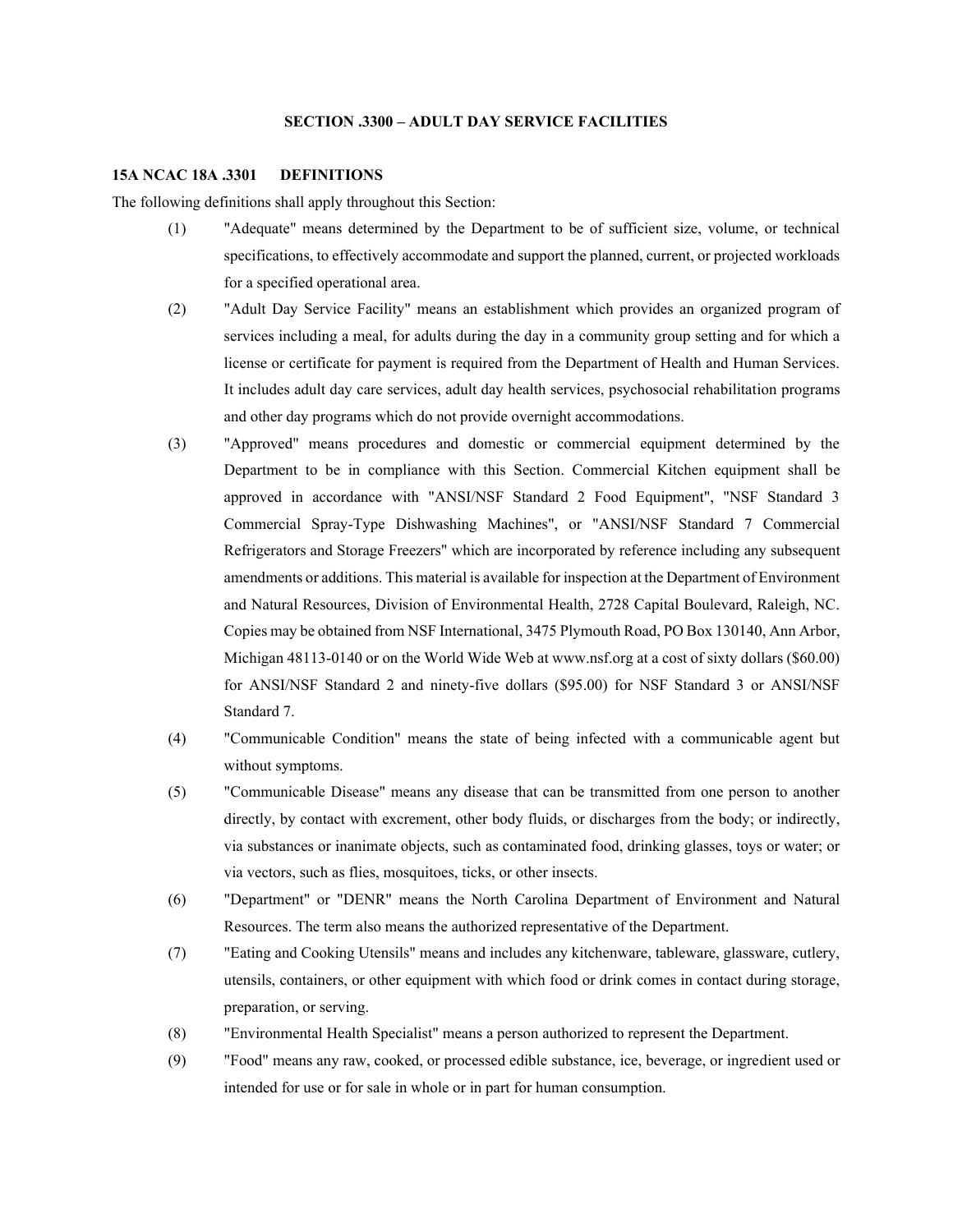## SECTION .3300 – ADULT DAY SERVICE FACILITIES

### 15A NCAC 18A .3301 DEFINITIONS

The following definitions shall apply throughout this Section:

(1) "Adequate" means determined by the Department to be of sufficient size, volume, or technical specifications, to effectively accommodate and support the planned, current, or projected workloads for a specified operational area.

(2) "Adult Day Service Facility" means an establishment which provides an organized program of services including a meal, for adults during the day in a community group setting and for which a license or certificate for payment is required from the Department of Health and Human Services. It includes adult day care services, adult day health services, psychosocial rehabilitation programs and other day programs which do not provide overnight accommodations.

(3) "Approved" means procedures and domestic or commercial equipment determined by the Department to be in compliance with this Section. Commercial Kitchen equipment shall be approved in accordance with "ANSI/NSF Standard 2 Food Equipment", "NSF Standard 3 Commercial Spray-Type Dishwashing Machines", or "ANSI/NSF Standard 7 Commercial Refrigerators and Storage Freezers" which are incorporated by reference including any subsequent amendments or additions. This material is available for inspection at the Department of Environment and Natural Resources, Division of Environmental Health, 2728 Capital Boulevard, Raleigh, NC. Copies may be obtained from NSF International, 3475 Plymouth Road, PO Box 130140, Ann Arbor, Michigan 48113-0140 or on the World Wide Web at www.nsf.org at a cost of sixty dollars ($60.00) for ANSI/NSF Standard 2 and ninety-five dollars ($95.00) for NSF Standard 3 or ANSI/NSF Standard 7.

(4) "Communicable Condition" means the state of being infected with a communicable agent but without symptoms.

(5) "Communicable Disease" means any disease that can be transmitted from one person to another directly, by contact with excrement, other body fluids, or discharges from the body; or indirectly, via substances or inanimate objects, such as contaminated food, drinking glasses, toys or water; or via vectors, such as flies, mosquitoes, ticks, or other insects.

(6) "Department" or "DENR" means the North Carolina Department of Environment and Natural Resources. The term also means the authorized representative of the Department.

(7) "Eating and Cooking Utensils" means and includes any kitchenware, tableware, glassware, cutlery, utensils, containers, or other equipment with which food or drink comes in contact during storage, preparation, or serving.

(8) "Environmental Health Specialist" means a person authorized to represent the Department.

(9) "Food" means any raw, cooked, or processed edible substance, ice, beverage, or ingredient used or intended for use or for sale in whole or in part for human consumption.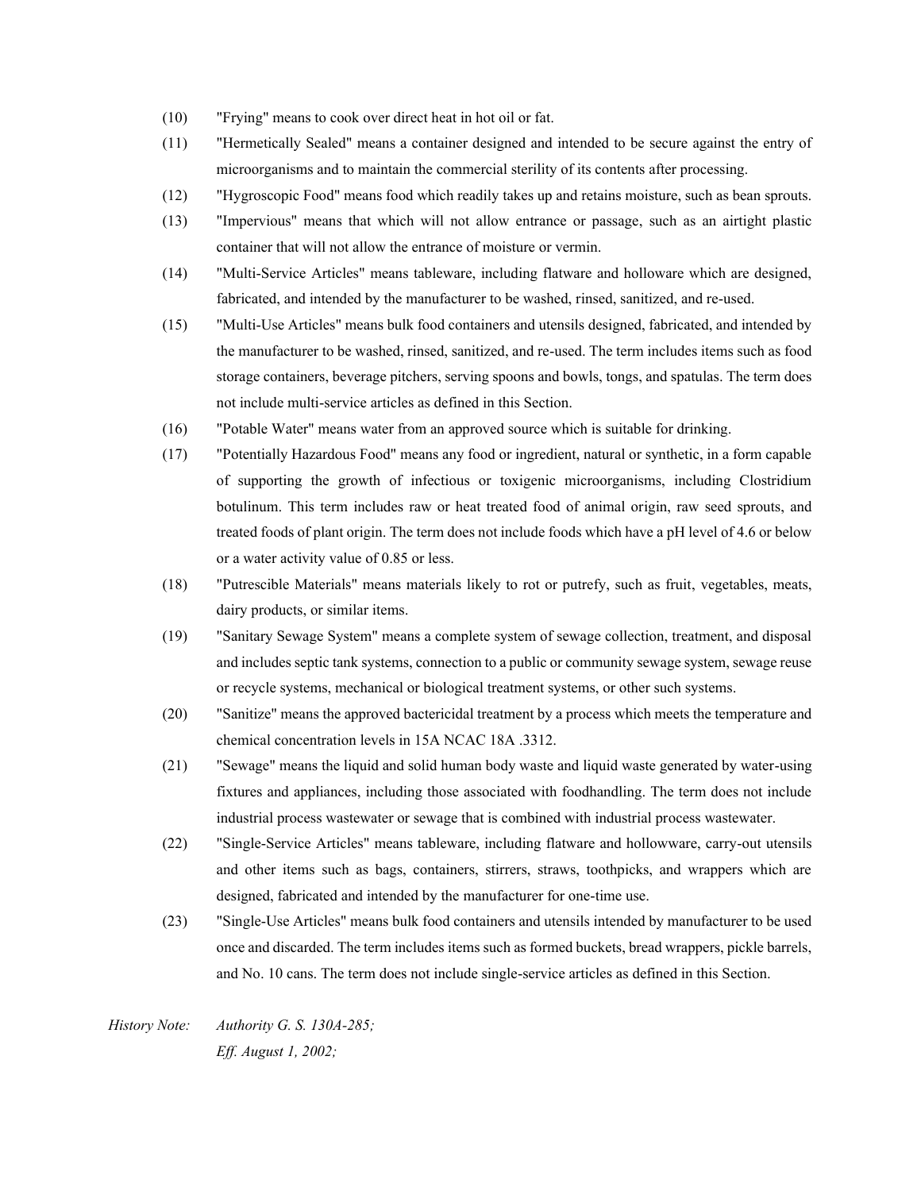(10) "Frying" means to cook over direct heat in hot oil or fat.

(11) "Hermetically Sealed" means a container designed and intended to be secure against the entry of microorganisms and to maintain the commercial sterility of its contents after processing.

(12) "Hygroscopic Food" means food which readily takes up and retains moisture, such as bean sprouts.

(13) "Impervious" means that which will not allow entrance or passage, such as an airtight plastic container that will not allow the entrance of moisture or vermin.

(14) "Multi-Service Articles" means tableware, including flatware and holloware which are designed, fabricated, and intended by the manufacturer to be washed, rinsed, sanitized, and re-used.

(15) "Multi-Use Articles" means bulk food containers and utensils designed, fabricated, and intended by the manufacturer to be washed, rinsed, sanitized, and re-used. The term includes items such as food storage containers, beverage pitchers, serving spoons and bowls, tongs, and spatulas. The term does not include multi-service articles as defined in this Section.

(16) "Potable Water" means water from an approved source which is suitable for drinking.

(17) "Potentially Hazardous Food" means any food or ingredient, natural or synthetic, in a form capable of supporting the growth of infectious or toxigenic microorganisms, including Clostridium botulinum. This term includes raw or heat treated food of animal origin, raw seed sprouts, and treated foods of plant origin. The term does not include foods which have a pH level of 4.6 or below or a water activity value of 0.85 or less.

(18) "Putrescible Materials" means materials likely to rot or putrefy, such as fruit, vegetables, meats, dairy products, or similar items.

(19) "Sanitary Sewage System" means a complete system of sewage collection, treatment, and disposal and includes septic tank systems, connection to a public or community sewage system, sewage reuse or recycle systems, mechanical or biological treatment systems, or other such systems.

(20) "Sanitize" means the approved bactericidal treatment by a process which meets the temperature and chemical concentration levels in 15A NCAC 18A .3312.

(21) "Sewage" means the liquid and solid human body waste and liquid waste generated by water-using fixtures and appliances, including those associated with foodhandling. The term does not include industrial process wastewater or sewage that is combined with industrial process wastewater.

(22) "Single-Service Articles" means tableware, including flatware and hollowware, carry-out utensils and other items such as bags, containers, stirrers, straws, toothpicks, and wrappers which are designed, fabricated and intended by the manufacturer for one-time use.

(23) "Single-Use Articles" means bulk food containers and utensils intended by manufacturer to be used once and discarded. The term includes items such as formed buckets, bread wrappers, pickle barrels, and No. 10 cans. The term does not include single-service articles as defined in this Section.

*History Note: Authority G. S. 130A-285;*
*Eff. August 1, 2002;*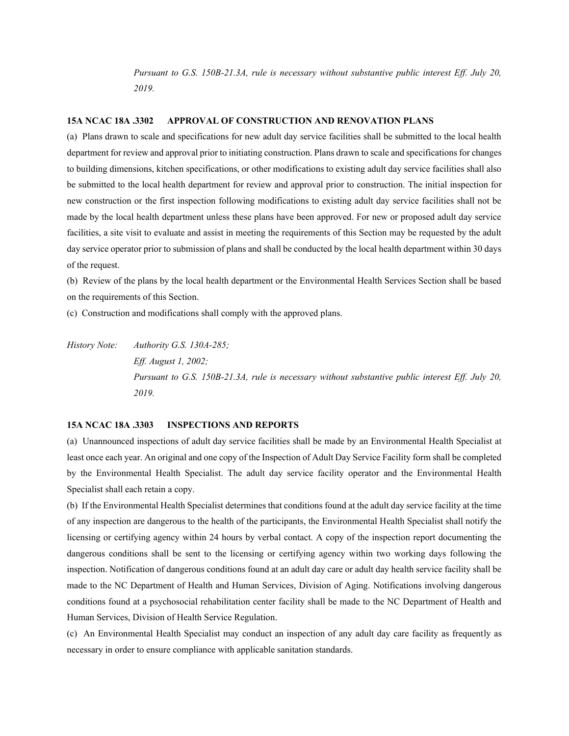*Pursuant to G.S. 150B-21.3A, rule is necessary without substantive public interest Eff. July 20, 2019.*

**15A NCAC 18A .3302 APPROVAL OF CONSTRUCTION AND RENOVATION PLANS**

(a) Plans drawn to scale and specifications for new adult day service facilities shall be submitted to the local health department for review and approval prior to initiating construction. Plans drawn to scale and specifications for changes to building dimensions, kitchen specifications, or other modifications to existing adult day service facilities shall also be submitted to the local health department for review and approval prior to construction. The initial inspection for new construction or the first inspection following modifications to existing adult day service facilities shall not be made by the local health department unless these plans have been approved. For new or proposed adult day service facilities, a site visit to evaluate and assist in meeting the requirements of this Section may be requested by the adult day service operator prior to submission of plans and shall be conducted by the local health department within 30 days of the request.

(b) Review of the plans by the local health department or the Environmental Health Services Section shall be based on the requirements of this Section.

(c) Construction and modifications shall comply with the approved plans.

*History Note: Authority G.S. 130A-285;*
*Eff. August 1, 2002;*
*Pursuant to G.S. 150B-21.3A, rule is necessary without substantive public interest Eff. July 20, 2019.*

**15A NCAC 18A .3303 INSPECTIONS AND REPORTS**

(a) Unannounced inspections of adult day service facilities shall be made by an Environmental Health Specialist at least once each year. An original and one copy of the Inspection of Adult Day Service Facility form shall be completed by the Environmental Health Specialist. The adult day service facility operator and the Environmental Health Specialist shall each retain a copy.

(b) If the Environmental Health Specialist determines that conditions found at the adult day service facility at the time of any inspection are dangerous to the health of the participants, the Environmental Health Specialist shall notify the licensing or certifying agency within 24 hours by verbal contact. A copy of the inspection report documenting the dangerous conditions shall be sent to the licensing or certifying agency within two working days following the inspection. Notification of dangerous conditions found at an adult day care or adult day health service facility shall be made to the NC Department of Health and Human Services, Division of Aging. Notifications involving dangerous conditions found at a psychosocial rehabilitation center facility shall be made to the NC Department of Health and Human Services, Division of Health Service Regulation.

(c) An Environmental Health Specialist may conduct an inspection of any adult day care facility as frequently as necessary in order to ensure compliance with applicable sanitation standards.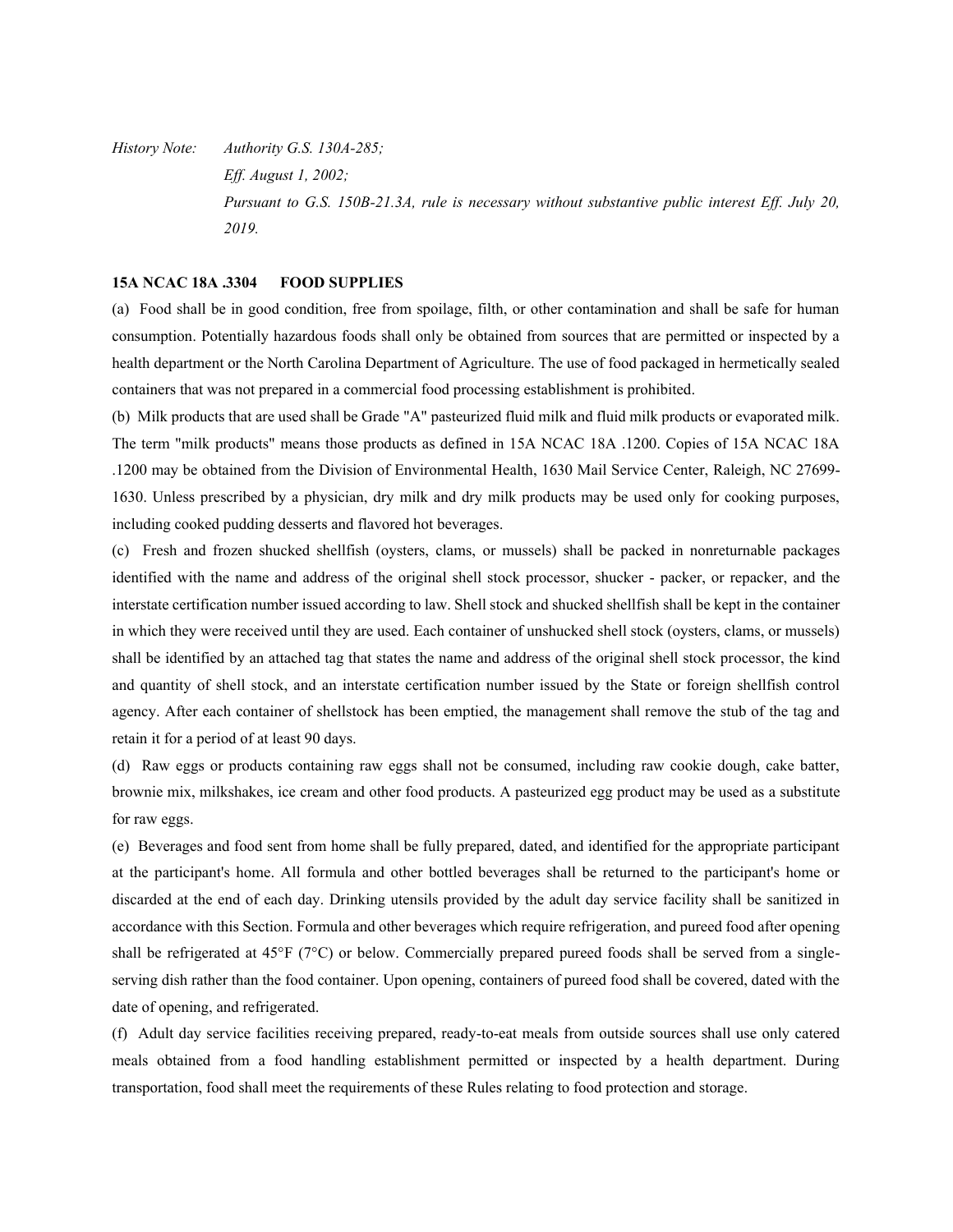*History Note: Authority G.S. 130A-285;*
*Eff. August 1, 2002;*
*Pursuant to G.S. 150B-21.3A, rule is necessary without substantive public interest Eff. July 20, 2019.*

**15A NCAC 18A .3304 FOOD SUPPLIES**

(a) Food shall be in good condition, free from spoilage, filth, or other contamination and shall be safe for human consumption. Potentially hazardous foods shall only be obtained from sources that are permitted or inspected by a health department or the North Carolina Department of Agriculture. The use of food packaged in hermetically sealed containers that was not prepared in a commercial food processing establishment is prohibited.

(b) Milk products that are used shall be Grade "A" pasteurized fluid milk and fluid milk products or evaporated milk. The term "milk products" means those products as defined in 15A NCAC 18A .1200. Copies of 15A NCAC 18A .1200 may be obtained from the Division of Environmental Health, 1630 Mail Service Center, Raleigh, NC 27699-1630. Unless prescribed by a physician, dry milk and dry milk products may be used only for cooking purposes, including cooked pudding desserts and flavored hot beverages.

(c) Fresh and frozen shucked shellfish (oysters, clams, or mussels) shall be packed in nonreturnable packages identified with the name and address of the original shell stock processor, shucker - packer, or repacker, and the interstate certification number issued according to law. Shell stock and shucked shellfish shall be kept in the container in which they were received until they are used. Each container of unshucked shell stock (oysters, clams, or mussels) shall be identified by an attached tag that states the name and address of the original shell stock processor, the kind and quantity of shell stock, and an interstate certification number issued by the State or foreign shellfish control agency. After each container of shellstock has been emptied, the management shall remove the stub of the tag and retain it for a period of at least 90 days.

(d) Raw eggs or products containing raw eggs shall not be consumed, including raw cookie dough, cake batter, brownie mix, milkshakes, ice cream and other food products. A pasteurized egg product may be used as a substitute for raw eggs.

(e) Beverages and food sent from home shall be fully prepared, dated, and identified for the appropriate participant at the participant's home. All formula and other bottled beverages shall be returned to the participant's home or discarded at the end of each day. Drinking utensils provided by the adult day service facility shall be sanitized in accordance with this Section. Formula and other beverages which require refrigeration, and pureed food after opening shall be refrigerated at 45°F (7°C) or below. Commercially prepared pureed foods shall be served from a single-serving dish rather than the food container. Upon opening, containers of pureed food shall be covered, dated with the date of opening, and refrigerated.

(f) Adult day service facilities receiving prepared, ready-to-eat meals from outside sources shall use only catered meals obtained from a food handling establishment permitted or inspected by a health department. During transportation, food shall meet the requirements of these Rules relating to food protection and storage.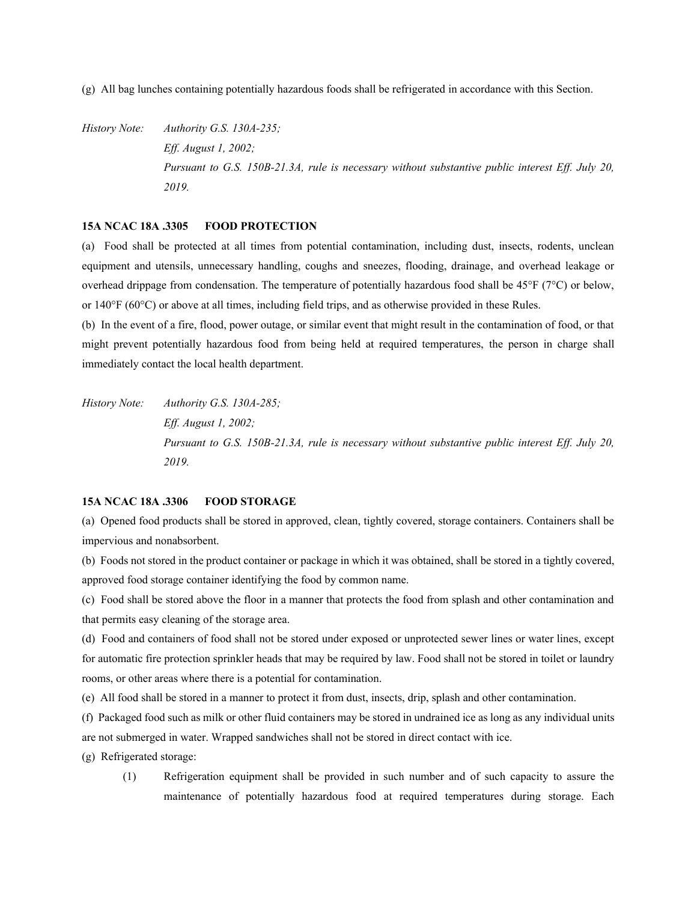(g) All bag lunches containing potentially hazardous foods shall be refrigerated in accordance with this Section.

*History Note: Authority G.S. 130A-235;*
*Eff. August 1, 2002;*
*Pursuant to G.S. 150B-21.3A, rule is necessary without substantive public interest Eff. July 20, 2019.*

**15A NCAC 18A .3305 FOOD PROTECTION**

(a) Food shall be protected at all times from potential contamination, including dust, insects, rodents, unclean equipment and utensils, unnecessary handling, coughs and sneezes, flooding, drainage, and overhead leakage or overhead drippage from condensation. The temperature of potentially hazardous food shall be 45°F (7°C) or below, or 140°F (60°C) or above at all times, including field trips, and as otherwise provided in these Rules.

(b) In the event of a fire, flood, power outage, or similar event that might result in the contamination of food, or that might prevent potentially hazardous food from being held at required temperatures, the person in charge shall immediately contact the local health department.

*History Note: Authority G.S. 130A-285;*
*Eff. August 1, 2002;*
*Pursuant to G.S. 150B-21.3A, rule is necessary without substantive public interest Eff. July 20, 2019.*

**15A NCAC 18A .3306 FOOD STORAGE**

(a) Opened food products shall be stored in approved, clean, tightly covered, storage containers. Containers shall be impervious and nonabsorbent.

(b) Foods not stored in the product container or package in which it was obtained, shall be stored in a tightly covered, approved food storage container identifying the food by common name.

(c) Food shall be stored above the floor in a manner that protects the food from splash and other contamination and that permits easy cleaning of the storage area.

(d) Food and containers of food shall not be stored under exposed or unprotected sewer lines or water lines, except for automatic fire protection sprinkler heads that may be required by law. Food shall not be stored in toilet or laundry rooms, or other areas where there is a potential for contamination.

(e) All food shall be stored in a manner to protect it from dust, insects, drip, splash and other contamination.

(f) Packaged food such as milk or other fluid containers may be stored in undrained ice as long as any individual units are not submerged in water. Wrapped sandwiches shall not be stored in direct contact with ice.

(g) Refrigerated storage:

(1) Refrigeration equipment shall be provided in such number and of such capacity to assure the maintenance of potentially hazardous food at required temperatures during storage. Each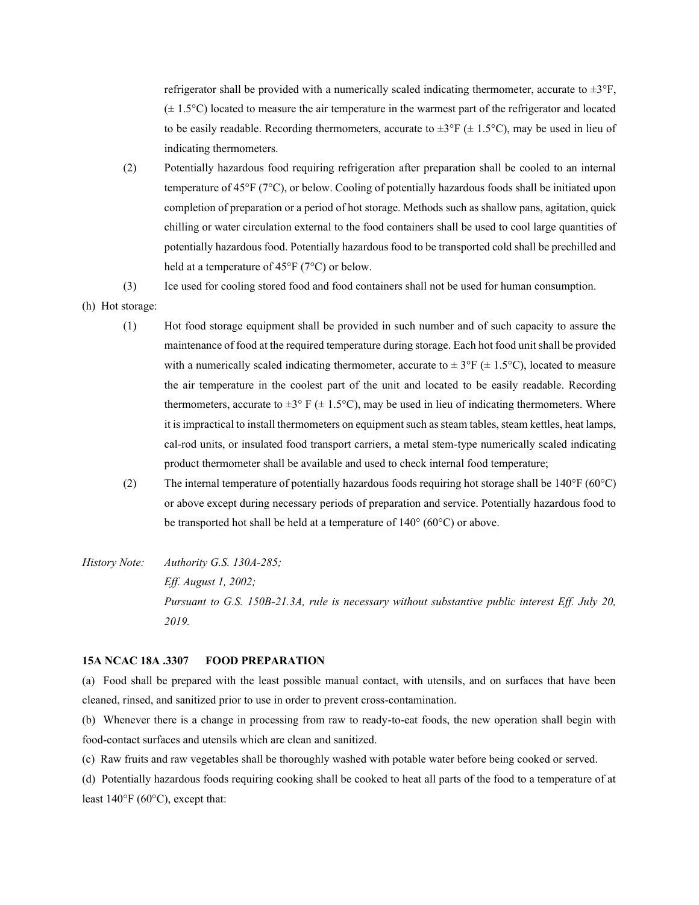refrigerator shall be provided with a numerically scaled indicating thermometer, accurate to ±3°F, (± 1.5°C) located to measure the air temperature in the warmest part of the refrigerator and located to be easily readable. Recording thermometers, accurate to ±3°F (± 1.5°C), may be used in lieu of indicating thermometers.

(2) Potentially hazardous food requiring refrigeration after preparation shall be cooled to an internal temperature of 45°F (7°C), or below. Cooling of potentially hazardous foods shall be initiated upon completion of preparation or a period of hot storage. Methods such as shallow pans, agitation, quick chilling or water circulation external to the food containers shall be used to cool large quantities of potentially hazardous food. Potentially hazardous food to be transported cold shall be prechilled and held at a temperature of 45°F (7°C) or below.

(3) Ice used for cooling stored food and food containers shall not be used for human consumption.

(h) Hot storage:

(1) Hot food storage equipment shall be provided in such number and of such capacity to assure the maintenance of food at the required temperature during storage. Each hot food unit shall be provided with a numerically scaled indicating thermometer, accurate to ± 3°F (± 1.5°C), located to measure the air temperature in the coolest part of the unit and located to be easily readable. Recording thermometers, accurate to ±3° F (± 1.5°C), may be used in lieu of indicating thermometers. Where it is impractical to install thermometers on equipment such as steam tables, steam kettles, heat lamps, cal-rod units, or insulated food transport carriers, a metal stem-type numerically scaled indicating product thermometer shall be available and used to check internal food temperature;

(2) The internal temperature of potentially hazardous foods requiring hot storage shall be 140°F (60°C) or above except during necessary periods of preparation and service. Potentially hazardous food to be transported hot shall be held at a temperature of 140° (60°C) or above.

*History Note: Authority G.S. 130A-285;*
*Eff. August 1, 2002;*
*Pursuant to G.S. 150B-21.3A, rule is necessary without substantive public interest Eff. July 20, 2019.*

**15A NCAC 18A .3307 FOOD PREPARATION**

(a) Food shall be prepared with the least possible manual contact, with utensils, and on surfaces that have been cleaned, rinsed, and sanitized prior to use in order to prevent cross-contamination.

(b) Whenever there is a change in processing from raw to ready-to-eat foods, the new operation shall begin with food-contact surfaces and utensils which are clean and sanitized.

(c) Raw fruits and raw vegetables shall be thoroughly washed with potable water before being cooked or served.

(d) Potentially hazardous foods requiring cooking shall be cooked to heat all parts of the food to a temperature of at least 140°F (60°C), except that: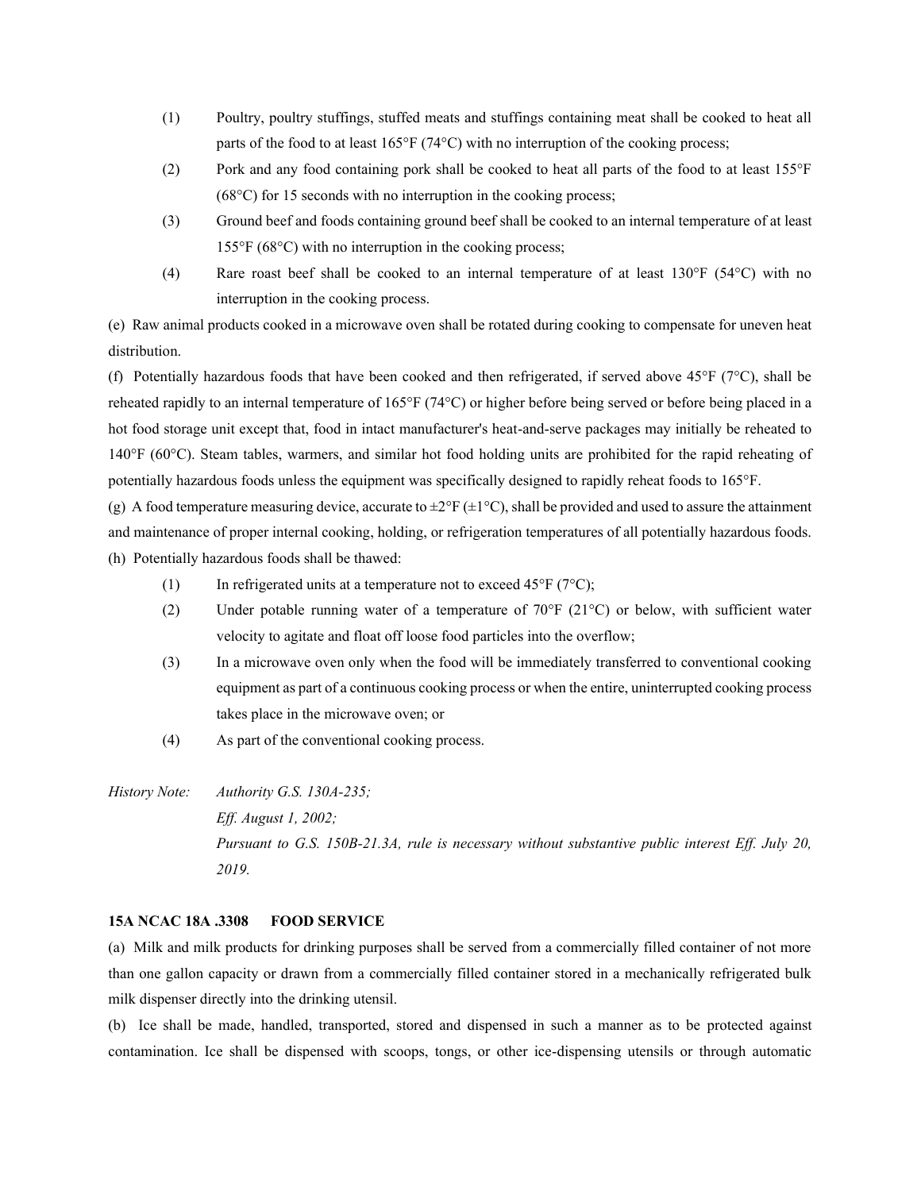(1) Poultry, poultry stuffings, stuffed meats and stuffings containing meat shall be cooked to heat all parts of the food to at least 165°F (74°C) with no interruption of the cooking process;

(2) Pork and any food containing pork shall be cooked to heat all parts of the food to at least 155°F (68°C) for 15 seconds with no interruption in the cooking process;

(3) Ground beef and foods containing ground beef shall be cooked to an internal temperature of at least 155°F (68°C) with no interruption in the cooking process;

(4) Rare roast beef shall be cooked to an internal temperature of at least 130°F (54°C) with no interruption in the cooking process.

(e) Raw animal products cooked in a microwave oven shall be rotated during cooking to compensate for uneven heat distribution.

(f) Potentially hazardous foods that have been cooked and then refrigerated, if served above 45°F (7°C), shall be reheated rapidly to an internal temperature of 165°F (74°C) or higher before being served or before being placed in a hot food storage unit except that, food in intact manufacturer's heat-and-serve packages may initially be reheated to 140°F (60°C). Steam tables, warmers, and similar hot food holding units are prohibited for the rapid reheating of potentially hazardous foods unless the equipment was specifically designed to rapidly reheat foods to 165°F.

(g) A food temperature measuring device, accurate to ±2°F (±1°C), shall be provided and used to assure the attainment and maintenance of proper internal cooking, holding, or refrigeration temperatures of all potentially hazardous foods.

(h) Potentially hazardous foods shall be thawed:

(1) In refrigerated units at a temperature not to exceed 45°F (7°C);

(2) Under potable running water of a temperature of 70°F (21°C) or below, with sufficient water velocity to agitate and float off loose food particles into the overflow;

(3) In a microwave oven only when the food will be immediately transferred to conventional cooking equipment as part of a continuous cooking process or when the entire, uninterrupted cooking process takes place in the microwave oven; or

(4) As part of the conventional cooking process.

*History Note: Authority G.S. 130A-235;*
*Eff. August 1, 2002;*
*Pursuant to G.S. 150B-21.3A, rule is necessary without substantive public interest Eff. July 20, 2019.*

**15A NCAC 18A .3308 FOOD SERVICE**

(a) Milk and milk products for drinking purposes shall be served from a commercially filled container of not more than one gallon capacity or drawn from a commercially filled container stored in a mechanically refrigerated bulk milk dispenser directly into the drinking utensil.

(b) Ice shall be made, handled, transported, stored and dispensed in such a manner as to be protected against contamination. Ice shall be dispensed with scoops, tongs, or other ice-dispensing utensils or through automatic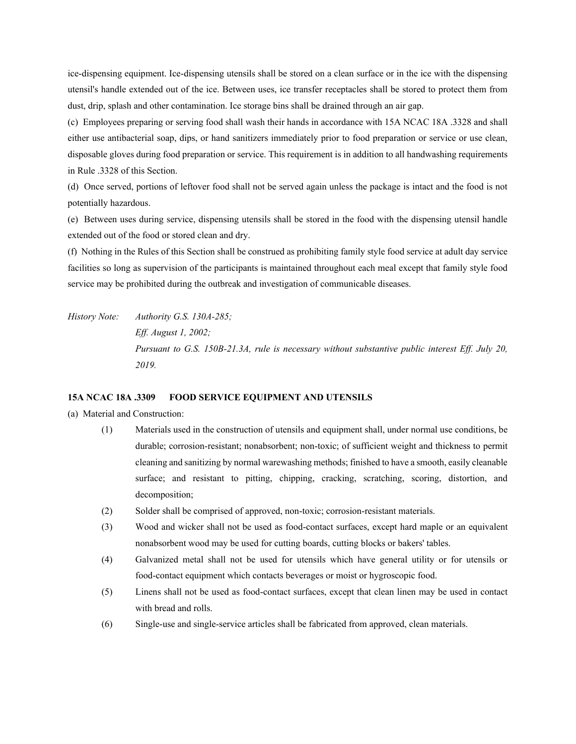ice-dispensing equipment. Ice-dispensing utensils shall be stored on a clean surface or in the ice with the dispensing utensil's handle extended out of the ice. Between uses, ice transfer receptacles shall be stored to protect them from dust, drip, splash and other contamination. Ice storage bins shall be drained through an air gap.

(c) Employees preparing or serving food shall wash their hands in accordance with 15A NCAC 18A .3328 and shall either use antibacterial soap, dips, or hand sanitizers immediately prior to food preparation or service or use clean, disposable gloves during food preparation or service. This requirement is in addition to all handwashing requirements in Rule .3328 of this Section.

(d) Once served, portions of leftover food shall not be served again unless the package is intact and the food is not potentially hazardous.

(e) Between uses during service, dispensing utensils shall be stored in the food with the dispensing utensil handle extended out of the food or stored clean and dry.

(f) Nothing in the Rules of this Section shall be construed as prohibiting family style food service at adult day service facilities so long as supervision of the participants is maintained throughout each meal except that family style food service may be prohibited during the outbreak and investigation of communicable diseases.

*History Note: Authority G.S. 130A-285;*
*Eff. August 1, 2002;*
*Pursuant to G.S. 150B-21.3A, rule is necessary without substantive public interest Eff. July 20, 2019.*

**15A NCAC 18A .3309 FOOD SERVICE EQUIPMENT AND UTENSILS**

(a) Material and Construction:

(1) Materials used in the construction of utensils and equipment shall, under normal use conditions, be durable; corrosion-resistant; nonabsorbent; non-toxic; of sufficient weight and thickness to permit cleaning and sanitizing by normal warewashing methods; finished to have a smooth, easily cleanable surface; and resistant to pitting, chipping, cracking, scratching, scoring, distortion, and decomposition;

(2) Solder shall be comprised of approved, non-toxic; corrosion-resistant materials.

(3) Wood and wicker shall not be used as food-contact surfaces, except hard maple or an equivalent nonabsorbent wood may be used for cutting boards, cutting blocks or bakers' tables.

(4) Galvanized metal shall not be used for utensils which have general utility or for utensils or food-contact equipment which contacts beverages or moist or hygroscopic food.

(5) Linens shall not be used as food-contact surfaces, except that clean linen may be used in contact with bread and rolls.

(6) Single-use and single-service articles shall be fabricated from approved, clean materials.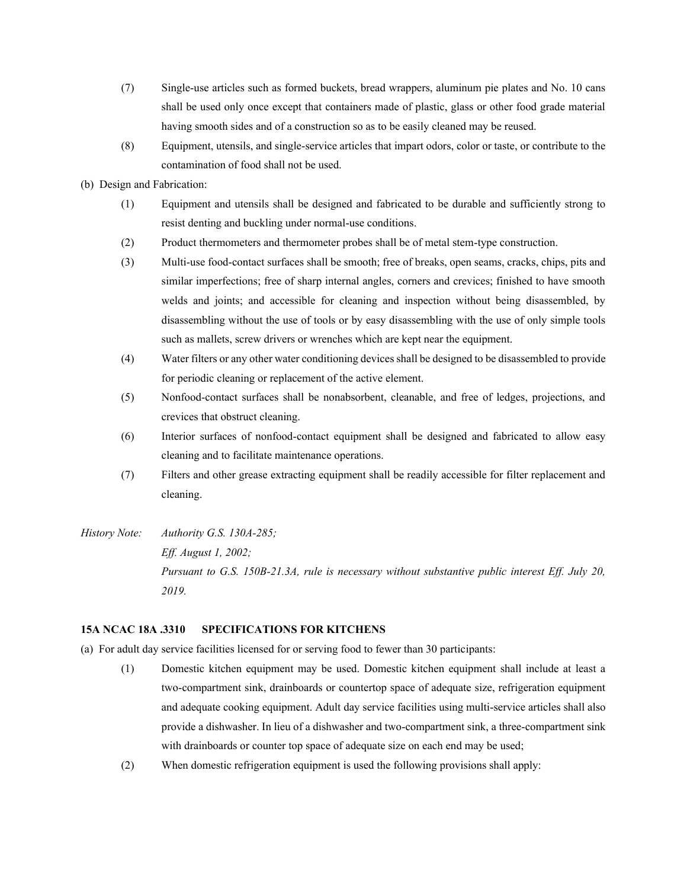(7) Single-use articles such as formed buckets, bread wrappers, aluminum pie plates and No. 10 cans shall be used only once except that containers made of plastic, glass or other food grade material having smooth sides and of a construction so as to be easily cleaned may be reused.

(8) Equipment, utensils, and single-service articles that impart odors, color or taste, or contribute to the contamination of food shall not be used.

(b) Design and Fabrication:

(1) Equipment and utensils shall be designed and fabricated to be durable and sufficiently strong to resist denting and buckling under normal-use conditions.

(2) Product thermometers and thermometer probes shall be of metal stem-type construction.

(3) Multi-use food-contact surfaces shall be smooth; free of breaks, open seams, cracks, chips, pits and similar imperfections; free of sharp internal angles, corners and crevices; finished to have smooth welds and joints; and accessible for cleaning and inspection without being disassembled, by disassembling without the use of tools or by easy disassembling with the use of only simple tools such as mallets, screw drivers or wrenches which are kept near the equipment.

(4) Water filters or any other water conditioning devices shall be designed to be disassembled to provide for periodic cleaning or replacement of the active element.

(5) Nonfood-contact surfaces shall be nonabsorbent, cleanable, and free of ledges, projections, and crevices that obstruct cleaning.

(6) Interior surfaces of nonfood-contact equipment shall be designed and fabricated to allow easy cleaning and to facilitate maintenance operations.

(7) Filters and other grease extracting equipment shall be readily accessible for filter replacement and cleaning.

*History Note: Authority G.S. 130A-285;*
*Eff. August 1, 2002;*
*Pursuant to G.S. 150B-21.3A, rule is necessary without substantive public interest Eff. July 20, 2019.*

**15A NCAC 18A .3310 SPECIFICATIONS FOR KITCHENS**

(a) For adult day service facilities licensed for or serving food to fewer than 30 participants:

(1) Domestic kitchen equipment may be used. Domestic kitchen equipment shall include at least a two-compartment sink, drainboards or countertop space of adequate size, refrigeration equipment and adequate cooking equipment. Adult day service facilities using multi-service articles shall also provide a dishwasher. In lieu of a dishwasher and two-compartment sink, a three-compartment sink with drainboards or counter top space of adequate size on each end may be used;

(2) When domestic refrigeration equipment is used the following provisions shall apply: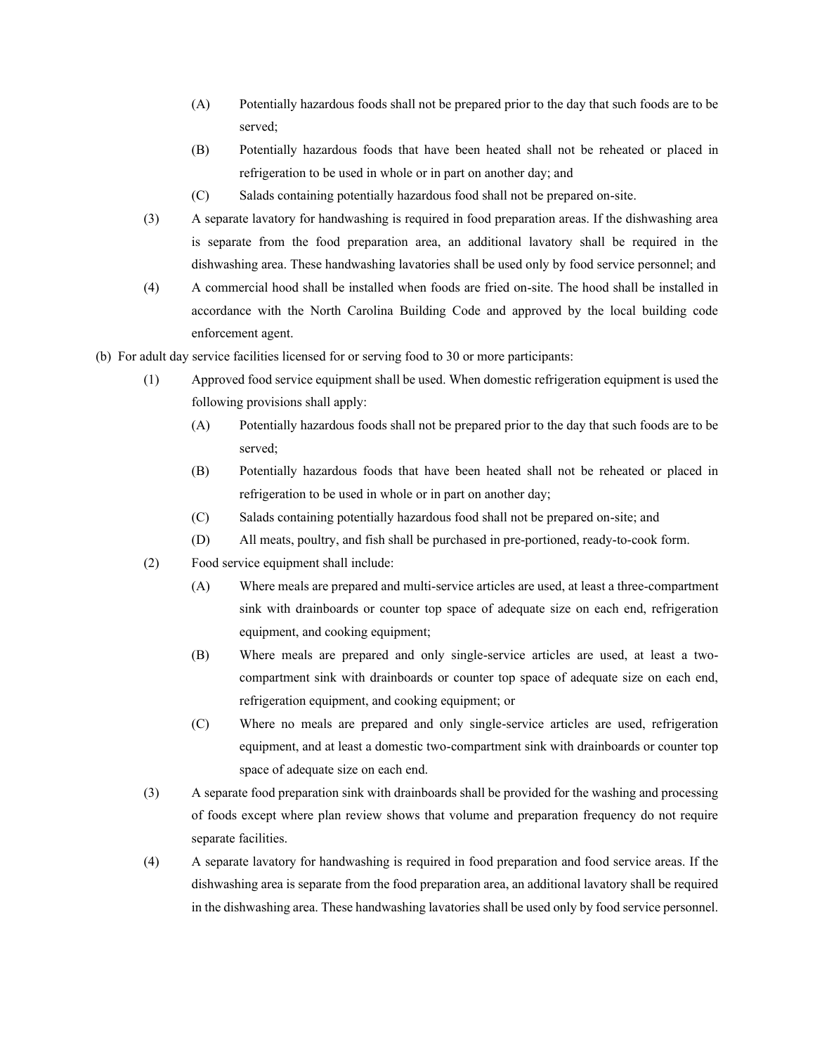(A) Potentially hazardous foods shall not be prepared prior to the day that such foods are to be served;

(B) Potentially hazardous foods that have been heated shall not be reheated or placed in refrigeration to be used in whole or in part on another day; and

(C) Salads containing potentially hazardous food shall not be prepared on-site.

(3) A separate lavatory for handwashing is required in food preparation areas. If the dishwashing area is separate from the food preparation area, an additional lavatory shall be required in the dishwashing area. These handwashing lavatories shall be used only by food service personnel; and

(4) A commercial hood shall be installed when foods are fried on-site. The hood shall be installed in accordance with the North Carolina Building Code and approved by the local building code enforcement agent.

(b) For adult day service facilities licensed for or serving food to 30 or more participants:

(1) Approved food service equipment shall be used. When domestic refrigeration equipment is used the following provisions shall apply:

(A) Potentially hazardous foods shall not be prepared prior to the day that such foods are to be served;

(B) Potentially hazardous foods that have been heated shall not be reheated or placed in refrigeration to be used in whole or in part on another day;

(C) Salads containing potentially hazardous food shall not be prepared on-site; and

(D) All meats, poultry, and fish shall be purchased in pre-portioned, ready-to-cook form.

(2) Food service equipment shall include:

(A) Where meals are prepared and multi-service articles are used, at least a three-compartment sink with drainboards or counter top space of adequate size on each end, refrigeration equipment, and cooking equipment;

(B) Where meals are prepared and only single-service articles are used, at least a two-compartment sink with drainboards or counter top space of adequate size on each end, refrigeration equipment, and cooking equipment; or

(C) Where no meals are prepared and only single-service articles are used, refrigeration equipment, and at least a domestic two-compartment sink with drainboards or counter top space of adequate size on each end.

(3) A separate food preparation sink with drainboards shall be provided for the washing and processing of foods except where plan review shows that volume and preparation frequency do not require separate facilities.

(4) A separate lavatory for handwashing is required in food preparation and food service areas. If the dishwashing area is separate from the food preparation area, an additional lavatory shall be required in the dishwashing area. These handwashing lavatories shall be used only by food service personnel.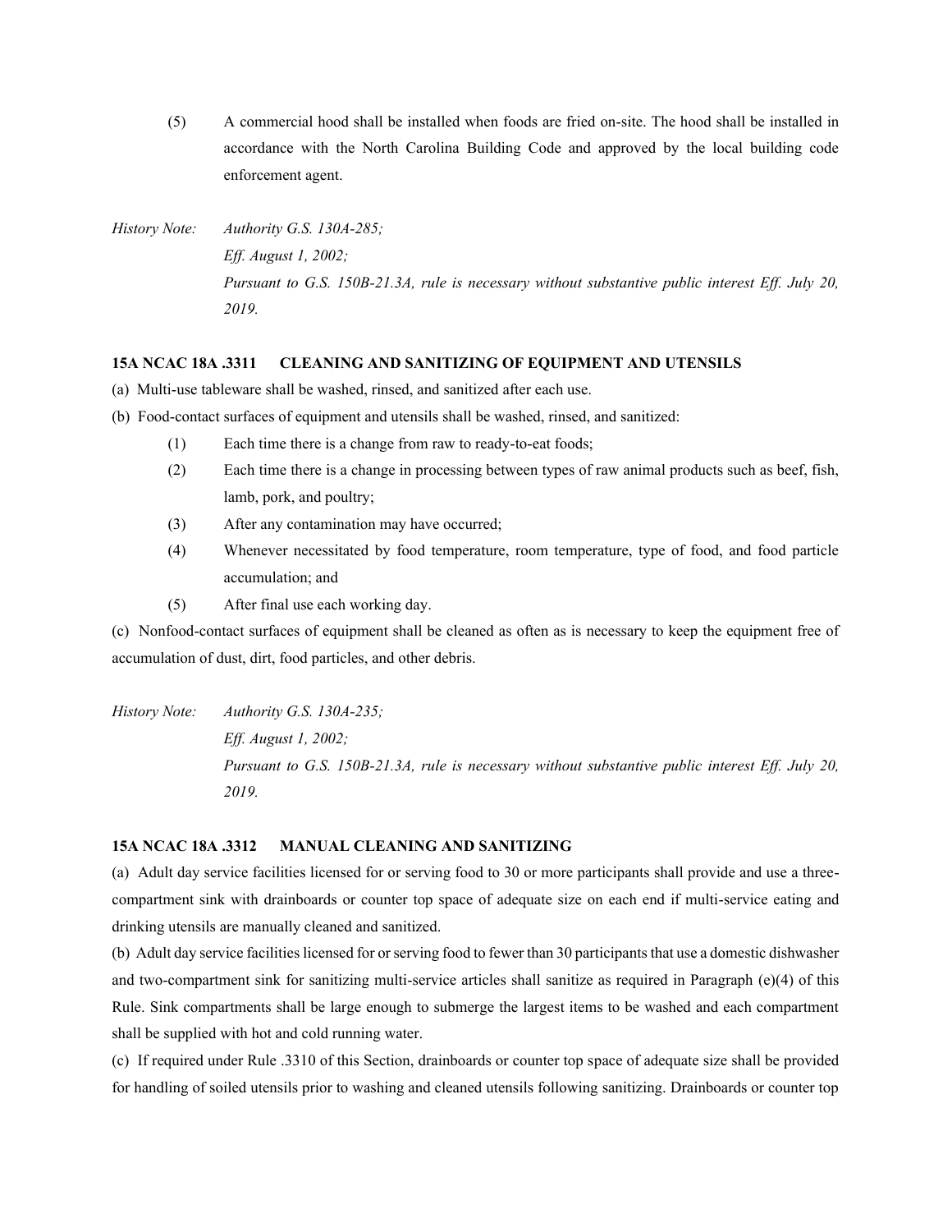(5) A commercial hood shall be installed when foods are fried on-site. The hood shall be installed in accordance with the North Carolina Building Code and approved by the local building code enforcement agent.

*History Note: Authority G.S. 130A-285;*
*Eff. August 1, 2002;*
*Pursuant to G.S. 150B-21.3A, rule is necessary without substantive public interest Eff. July 20, 2019.*

**15A NCAC 18A .3311 CLEANING AND SANITIZING OF EQUIPMENT AND UTENSILS**

(a) Multi-use tableware shall be washed, rinsed, and sanitized after each use.

(b) Food-contact surfaces of equipment and utensils shall be washed, rinsed, and sanitized:

(1) Each time there is a change from raw to ready-to-eat foods;

(2) Each time there is a change in processing between types of raw animal products such as beef, fish, lamb, pork, and poultry;

(3) After any contamination may have occurred;

(4) Whenever necessitated by food temperature, room temperature, type of food, and food particle accumulation; and

(5) After final use each working day.

(c) Nonfood-contact surfaces of equipment shall be cleaned as often as is necessary to keep the equipment free of accumulation of dust, dirt, food particles, and other debris.

*History Note: Authority G.S. 130A-235;*
*Eff. August 1, 2002;*
*Pursuant to G.S. 150B-21.3A, rule is necessary without substantive public interest Eff. July 20, 2019.*

**15A NCAC 18A .3312 MANUAL CLEANING AND SANITIZING**

(a) Adult day service facilities licensed for or serving food to 30 or more participants shall provide and use a three-compartment sink with drainboards or counter top space of adequate size on each end if multi-service eating and drinking utensils are manually cleaned and sanitized.

(b) Adult day service facilities licensed for or serving food to fewer than 30 participants that use a domestic dishwasher and two-compartment sink for sanitizing multi-service articles shall sanitize as required in Paragraph (e)(4) of this Rule. Sink compartments shall be large enough to submerge the largest items to be washed and each compartment shall be supplied with hot and cold running water.

(c) If required under Rule .3310 of this Section, drainboards or counter top space of adequate size shall be provided for handling of soiled utensils prior to washing and cleaned utensils following sanitizing. Drainboards or counter top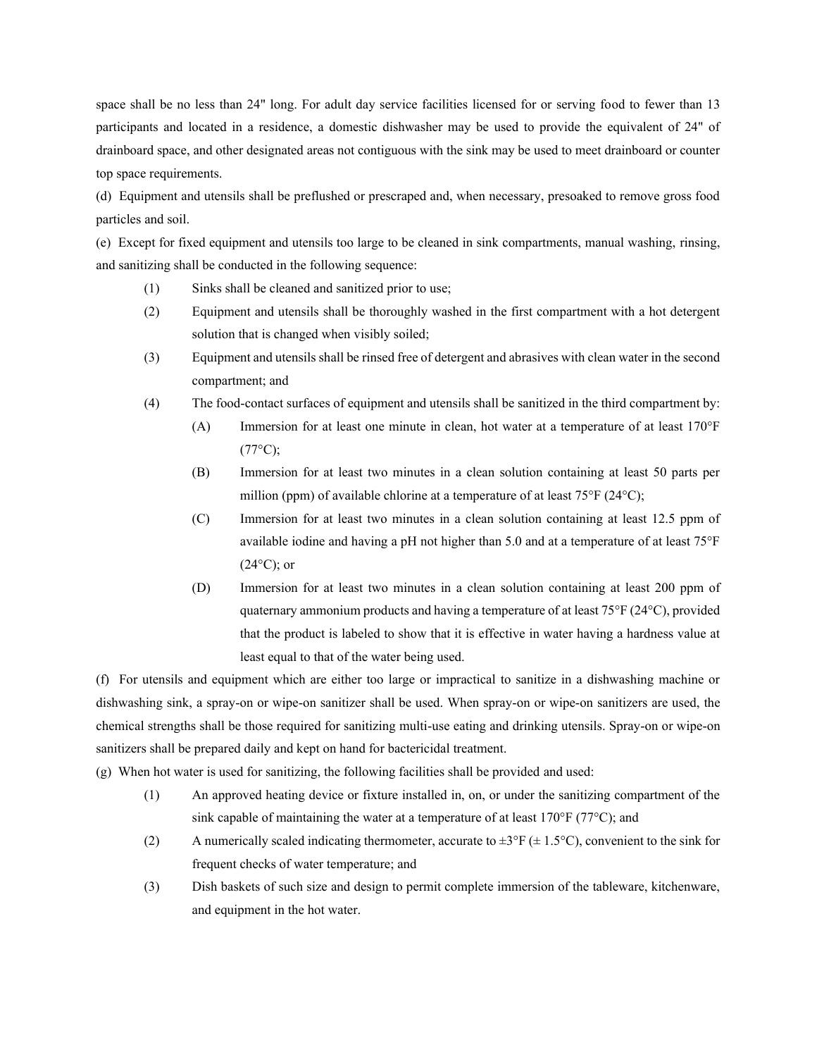space shall be no less than 24" long. For adult day service facilities licensed for or serving food to fewer than 13 participants and located in a residence, a domestic dishwasher may be used to provide the equivalent of 24" of drainboard space, and other designated areas not contiguous with the sink may be used to meet drainboard or counter top space requirements.

(d) Equipment and utensils shall be preflushed or prescraped and, when necessary, presoaked to remove gross food particles and soil.

(e) Except for fixed equipment and utensils too large to be cleaned in sink compartments, manual washing, rinsing, and sanitizing shall be conducted in the following sequence:

- (1) Sinks shall be cleaned and sanitized prior to use;
- (2) Equipment and utensils shall be thoroughly washed in the first compartment with a hot detergent solution that is changed when visibly soiled;
- (3) Equipment and utensils shall be rinsed free of detergent and abrasives with clean water in the second compartment; and
- (4) The food-contact surfaces of equipment and utensils shall be sanitized in the third compartment by:
  - (A) Immersion for at least one minute in clean, hot water at a temperature of at least 170°F (77°C);
  - (B) Immersion for at least two minutes in a clean solution containing at least 50 parts per million (ppm) of available chlorine at a temperature of at least 75°F (24°C);
  - (C) Immersion for at least two minutes in a clean solution containing at least 12.5 ppm of available iodine and having a pH not higher than 5.0 and at a temperature of at least 75°F (24°C); or
  - (D) Immersion for at least two minutes in a clean solution containing at least 200 ppm of quaternary ammonium products and having a temperature of at least 75°F (24°C), provided that the product is labeled to show that it is effective in water having a hardness value at least equal to that of the water being used.

(f) For utensils and equipment which are either too large or impractical to sanitize in a dishwashing machine or dishwashing sink, a spray-on or wipe-on sanitizer shall be used. When spray-on or wipe-on sanitizers are used, the chemical strengths shall be those required for sanitizing multi-use eating and drinking utensils. Spray-on or wipe-on sanitizers shall be prepared daily and kept on hand for bactericidal treatment.

(g) When hot water is used for sanitizing, the following facilities shall be provided and used:

- (1) An approved heating device or fixture installed in, on, or under the sanitizing compartment of the sink capable of maintaining the water at a temperature of at least 170°F (77°C); and
- (2) A numerically scaled indicating thermometer, accurate to ±3°F (± 1.5°C), convenient to the sink for frequent checks of water temperature; and
- (3) Dish baskets of such size and design to permit complete immersion of the tableware, kitchenware, and equipment in the hot water.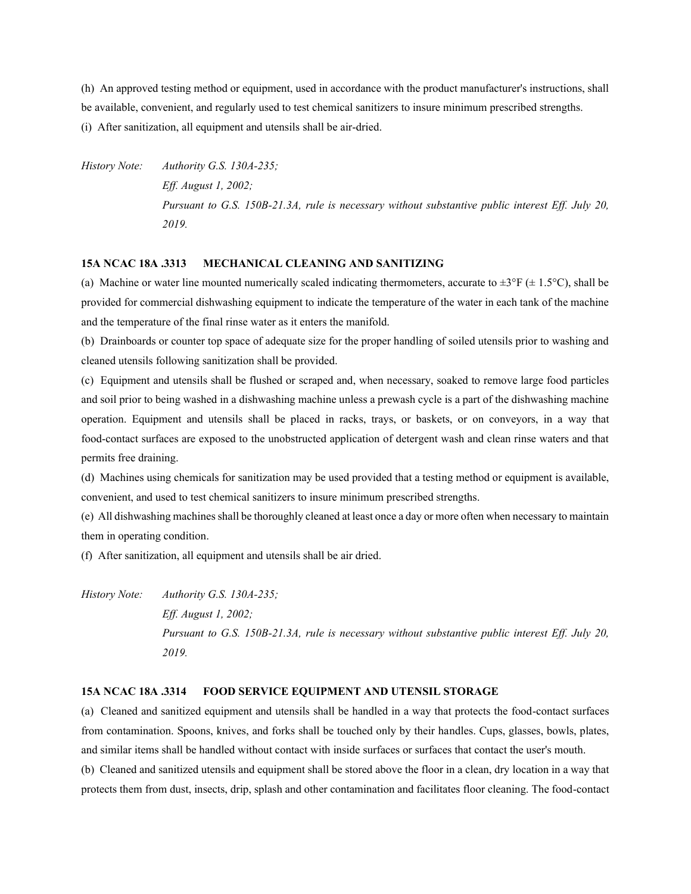(h) An approved testing method or equipment, used in accordance with the product manufacturer's instructions, shall be available, convenient, and regularly used to test chemical sanitizers to insure minimum prescribed strengths.

(i) After sanitization, all equipment and utensils shall be air-dried.

*History Note: Authority G.S. 130A-235;*
*Eff. August 1, 2002;*
*Pursuant to G.S. 150B-21.3A, rule is necessary without substantive public interest Eff. July 20, 2019.*

**15A NCAC 18A .3313 MECHANICAL CLEANING AND SANITIZING**

(a) Machine or water line mounted numerically scaled indicating thermometers, accurate to ±3°F (± 1.5°C), shall be provided for commercial dishwashing equipment to indicate the temperature of the water in each tank of the machine and the temperature of the final rinse water as it enters the manifold.

(b) Drainboards or counter top space of adequate size for the proper handling of soiled utensils prior to washing and cleaned utensils following sanitization shall be provided.

(c) Equipment and utensils shall be flushed or scraped and, when necessary, soaked to remove large food particles and soil prior to being washed in a dishwashing machine unless a prewash cycle is a part of the dishwashing machine operation. Equipment and utensils shall be placed in racks, trays, or baskets, or on conveyors, in a way that food-contact surfaces are exposed to the unobstructed application of detergent wash and clean rinse waters and that permits free draining.

(d) Machines using chemicals for sanitization may be used provided that a testing method or equipment is available, convenient, and used to test chemical sanitizers to insure minimum prescribed strengths.

(e) All dishwashing machines shall be thoroughly cleaned at least once a day or more often when necessary to maintain them in operating condition.

(f) After sanitization, all equipment and utensils shall be air dried.

*History Note: Authority G.S. 130A-235;*
*Eff. August 1, 2002;*
*Pursuant to G.S. 150B-21.3A, rule is necessary without substantive public interest Eff. July 20, 2019.*

**15A NCAC 18A .3314 FOOD SERVICE EQUIPMENT AND UTENSIL STORAGE**

(a) Cleaned and sanitized equipment and utensils shall be handled in a way that protects the food-contact surfaces from contamination. Spoons, knives, and forks shall be touched only by their handles. Cups, glasses, bowls, plates, and similar items shall be handled without contact with inside surfaces or surfaces that contact the user's mouth.

(b) Cleaned and sanitized utensils and equipment shall be stored above the floor in a clean, dry location in a way that protects them from dust, insects, drip, splash and other contamination and facilitates floor cleaning. The food-contact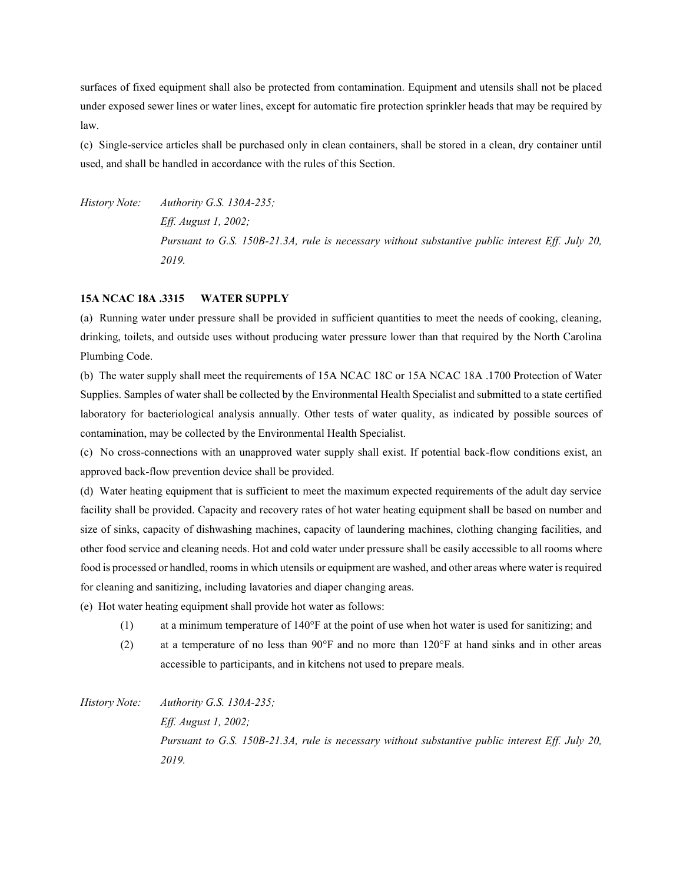surfaces of fixed equipment shall also be protected from contamination. Equipment and utensils shall not be placed under exposed sewer lines or water lines, except for automatic fire protection sprinkler heads that may be required by law.

(c) Single-service articles shall be purchased only in clean containers, shall be stored in a clean, dry container until used, and shall be handled in accordance with the rules of this Section.

*History Note:* *Authority G.S. 130A-235;*
*Eff. August 1, 2002;*
*Pursuant to G.S. 150B-21.3A, rule is necessary without substantive public interest Eff. July 20, 2019.*

**15A NCAC 18A .3315 WATER SUPPLY**

(a) Running water under pressure shall be provided in sufficient quantities to meet the needs of cooking, cleaning, drinking, toilets, and outside uses without producing water pressure lower than that required by the North Carolina Plumbing Code.

(b) The water supply shall meet the requirements of 15A NCAC 18C or 15A NCAC 18A .1700 Protection of Water Supplies. Samples of water shall be collected by the Environmental Health Specialist and submitted to a state certified laboratory for bacteriological analysis annually. Other tests of water quality, as indicated by possible sources of contamination, may be collected by the Environmental Health Specialist.

(c) No cross-connections with an unapproved water supply shall exist. If potential back-flow conditions exist, an approved back-flow prevention device shall be provided.

(d) Water heating equipment that is sufficient to meet the maximum expected requirements of the adult day service facility shall be provided. Capacity and recovery rates of hot water heating equipment shall be based on number and size of sinks, capacity of dishwashing machines, capacity of laundering machines, clothing changing facilities, and other food service and cleaning needs. Hot and cold water under pressure shall be easily accessible to all rooms where food is processed or handled, rooms in which utensils or equipment are washed, and other areas where water is required for cleaning and sanitizing, including lavatories and diaper changing areas.

(e) Hot water heating equipment shall provide hot water as follows:

(1) at a minimum temperature of 140°F at the point of use when hot water is used for sanitizing; and

(2) at a temperature of no less than 90°F and no more than 120°F at hand sinks and in other areas accessible to participants, and in kitchens not used to prepare meals.

*History Note:* *Authority G.S. 130A-235;*
*Eff. August 1, 2002;*
*Pursuant to G.S. 150B-21.3A, rule is necessary without substantive public interest Eff. July 20, 2019.*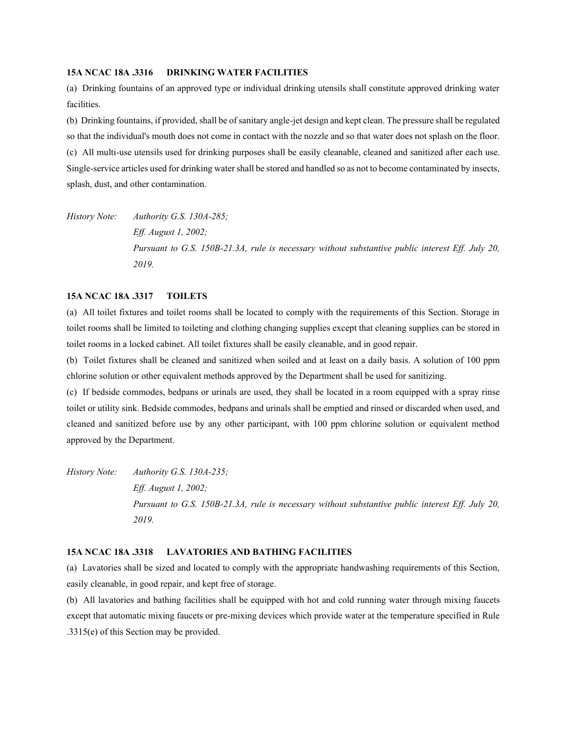**15A NCAC 18A .3316 DRINKING WATER FACILITIES**

(a) Drinking fountains of an approved type or individual drinking utensils shall constitute approved drinking water facilities.

(b) Drinking fountains, if provided, shall be of sanitary angle-jet design and kept clean. The pressure shall be regulated so that the individual's mouth does not come in contact with the nozzle and so that water does not splash on the floor.

(c) All multi-use utensils used for drinking purposes shall be easily cleanable, cleaned and sanitized after each use. Single-service articles used for drinking water shall be stored and handled so as not to become contaminated by insects, splash, dust, and other contamination.

*History Note: Authority G.S. 130A-285;*
*Eff. August 1, 2002;*
*Pursuant to G.S. 150B-21.3A, rule is necessary without substantive public interest Eff. July 20, 2019.*

**15A NCAC 18A .3317 TOILETS**

(a) All toilet fixtures and toilet rooms shall be located to comply with the requirements of this Section. Storage in toilet rooms shall be limited to toileting and clothing changing supplies except that cleaning supplies can be stored in toilet rooms in a locked cabinet. All toilet fixtures shall be easily cleanable, and in good repair.

(b) Toilet fixtures shall be cleaned and sanitized when soiled and at least on a daily basis. A solution of 100 ppm chlorine solution or other equivalent methods approved by the Department shall be used for sanitizing.

(c) If bedside commodes, bedpans or urinals are used, they shall be located in a room equipped with a spray rinse toilet or utility sink. Bedside commodes, bedpans and urinals shall be emptied and rinsed or discarded when used, and cleaned and sanitized before use by any other participant, with 100 ppm chlorine solution or equivalent method approved by the Department.

*History Note: Authority G.S. 130A-235;*
*Eff. August 1, 2002;*
*Pursuant to G.S. 150B-21.3A, rule is necessary without substantive public interest Eff. July 20, 2019.*

**15A NCAC 18A .3318 LAVATORIES AND BATHING FACILITIES**

(a) Lavatories shall be sized and located to comply with the appropriate handwashing requirements of this Section, easily cleanable, in good repair, and kept free of storage.

(b) All lavatories and bathing facilities shall be equipped with hot and cold running water through mixing faucets except that automatic mixing faucets or pre-mixing devices which provide water at the temperature specified in Rule .3315(e) of this Section may be provided.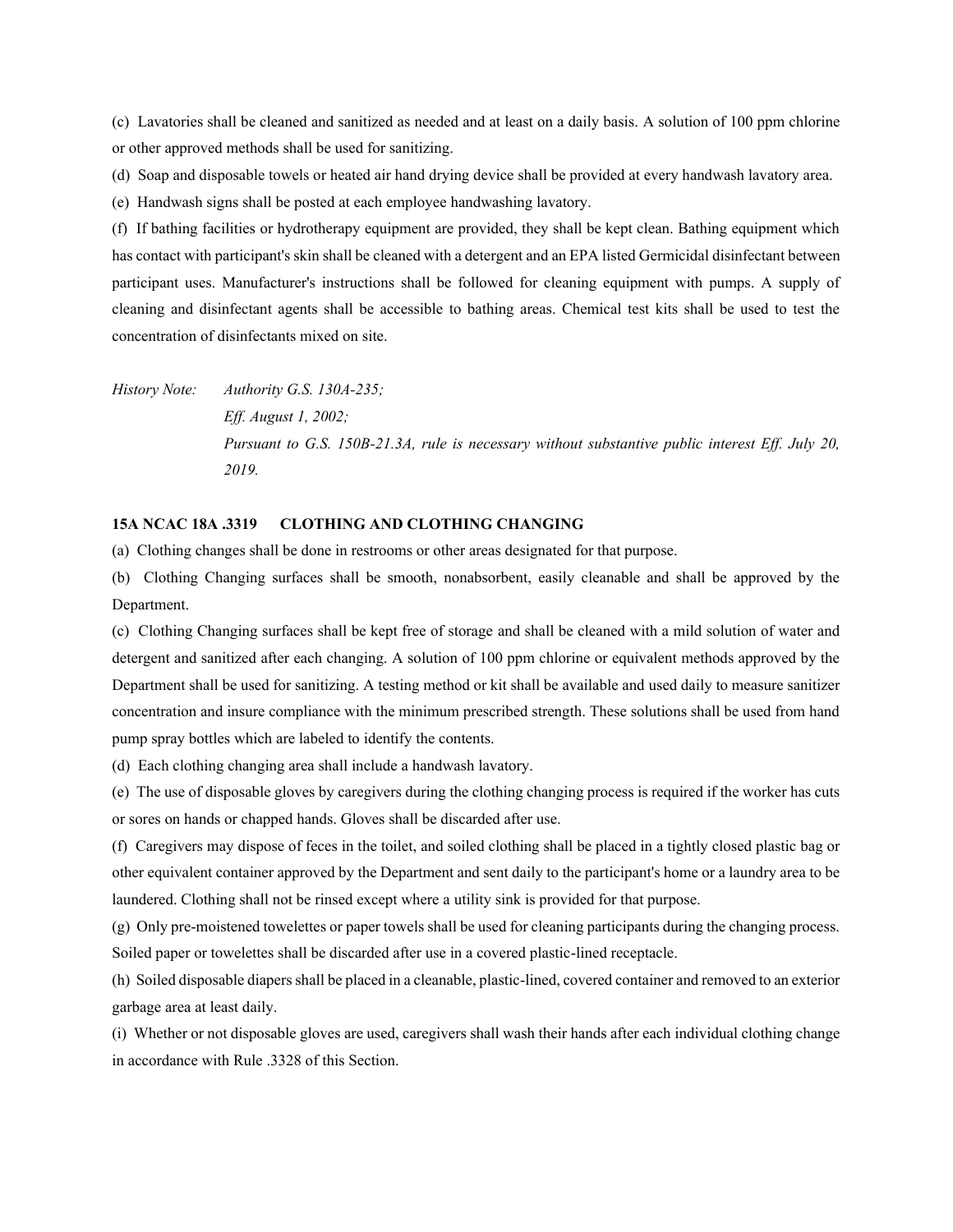(c) Lavatories shall be cleaned and sanitized as needed and at least on a daily basis. A solution of 100 ppm chlorine or other approved methods shall be used for sanitizing.

(d) Soap and disposable towels or heated air hand drying device shall be provided at every handwash lavatory area.

(e) Handwash signs shall be posted at each employee handwashing lavatory.

(f) If bathing facilities or hydrotherapy equipment are provided, they shall be kept clean. Bathing equipment which has contact with participant's skin shall be cleaned with a detergent and an EPA listed Germicidal disinfectant between participant uses. Manufacturer's instructions shall be followed for cleaning equipment with pumps. A supply of cleaning and disinfectant agents shall be accessible to bathing areas. Chemical test kits shall be used to test the concentration of disinfectants mixed on site.

*History Note: Authority G.S. 130A-235;*
*Eff. August 1, 2002;*
*Pursuant to G.S. 150B-21.3A, rule is necessary without substantive public interest Eff. July 20, 2019.*

**15A NCAC 18A .3319 CLOTHING AND CLOTHING CHANGING**

(a) Clothing changes shall be done in restrooms or other areas designated for that purpose.

(b) Clothing Changing surfaces shall be smooth, nonabsorbent, easily cleanable and shall be approved by the Department.

(c) Clothing Changing surfaces shall be kept free of storage and shall be cleaned with a mild solution of water and detergent and sanitized after each changing. A solution of 100 ppm chlorine or equivalent methods approved by the Department shall be used for sanitizing. A testing method or kit shall be available and used daily to measure sanitizer concentration and insure compliance with the minimum prescribed strength. These solutions shall be used from hand pump spray bottles which are labeled to identify the contents.

(d) Each clothing changing area shall include a handwash lavatory.

(e) The use of disposable gloves by caregivers during the clothing changing process is required if the worker has cuts or sores on hands or chapped hands. Gloves shall be discarded after use.

(f) Caregivers may dispose of feces in the toilet, and soiled clothing shall be placed in a tightly closed plastic bag or other equivalent container approved by the Department and sent daily to the participant's home or a laundry area to be laundered. Clothing shall not be rinsed except where a utility sink is provided for that purpose.

(g) Only pre-moistened towelettes or paper towels shall be used for cleaning participants during the changing process. Soiled paper or towelettes shall be discarded after use in a covered plastic-lined receptacle.

(h) Soiled disposable diapers shall be placed in a cleanable, plastic-lined, covered container and removed to an exterior garbage area at least daily.

(i) Whether or not disposable gloves are used, caregivers shall wash their hands after each individual clothing change in accordance with Rule .3328 of this Section.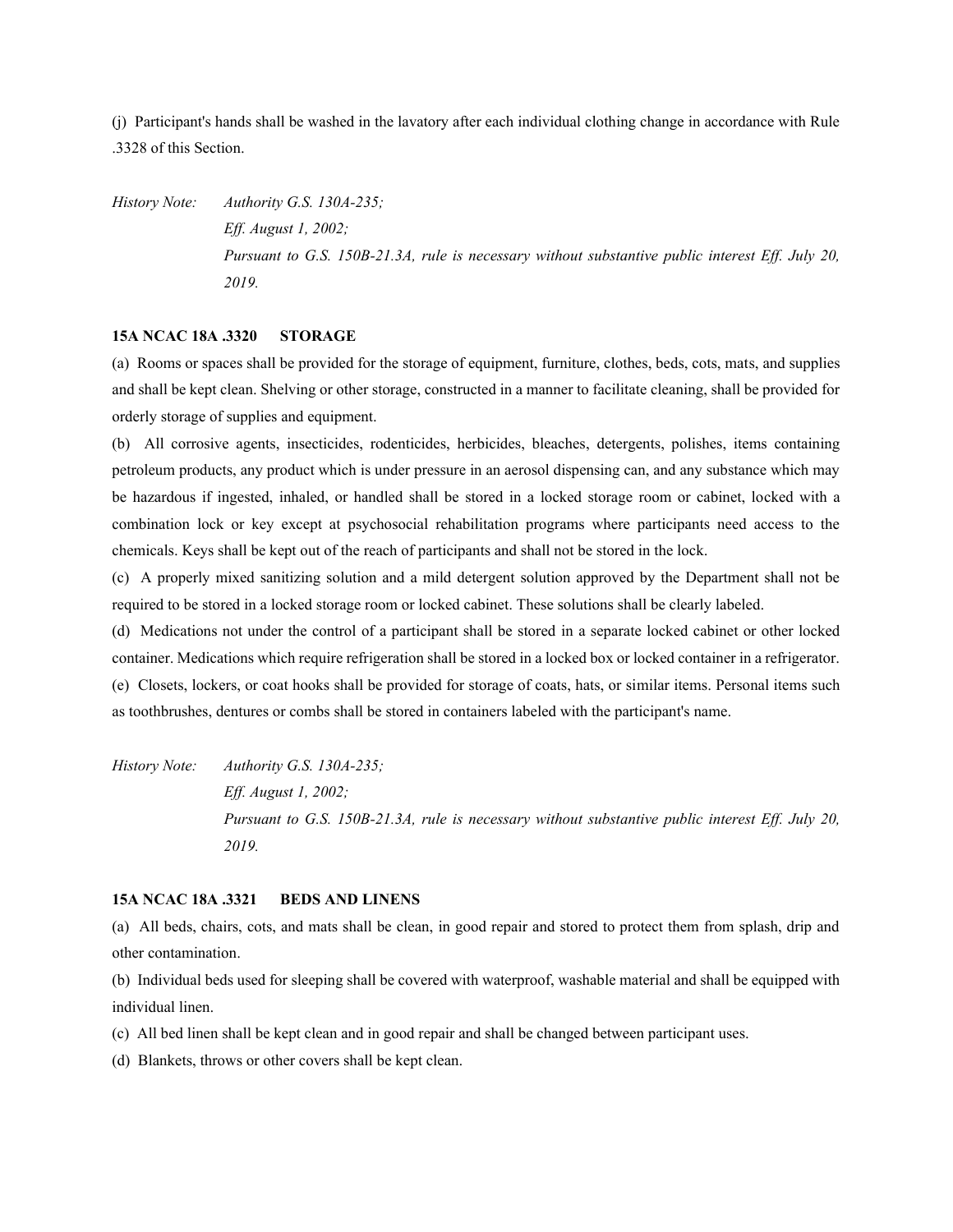(j) Participant's hands shall be washed in the lavatory after each individual clothing change in accordance with Rule .3328 of this Section.

*History Note: Authority G.S. 130A-235;*
*Eff. August 1, 2002;*
*Pursuant to G.S. 150B-21.3A, rule is necessary without substantive public interest Eff. July 20, 2019.*

**15A NCAC 18A .3320 STORAGE**

(a) Rooms or spaces shall be provided for the storage of equipment, furniture, clothes, beds, cots, mats, and supplies and shall be kept clean. Shelving or other storage, constructed in a manner to facilitate cleaning, shall be provided for orderly storage of supplies and equipment.

(b) All corrosive agents, insecticides, rodenticides, herbicides, bleaches, detergents, polishes, items containing petroleum products, any product which is under pressure in an aerosol dispensing can, and any substance which may be hazardous if ingested, inhaled, or handled shall be stored in a locked storage room or cabinet, locked with a combination lock or key except at psychosocial rehabilitation programs where participants need access to the chemicals. Keys shall be kept out of the reach of participants and shall not be stored in the lock.

(c) A properly mixed sanitizing solution and a mild detergent solution approved by the Department shall not be required to be stored in a locked storage room or locked cabinet. These solutions shall be clearly labeled.

(d) Medications not under the control of a participant shall be stored in a separate locked cabinet or other locked container. Medications which require refrigeration shall be stored in a locked box or locked container in a refrigerator.

(e) Closets, lockers, or coat hooks shall be provided for storage of coats, hats, or similar items. Personal items such as toothbrushes, dentures or combs shall be stored in containers labeled with the participant's name.

*History Note: Authority G.S. 130A-235;*
*Eff. August 1, 2002;*
*Pursuant to G.S. 150B-21.3A, rule is necessary without substantive public interest Eff. July 20, 2019.*

**15A NCAC 18A .3321 BEDS AND LINENS**

(a) All beds, chairs, cots, and mats shall be clean, in good repair and stored to protect them from splash, drip and other contamination.

(b) Individual beds used for sleeping shall be covered with waterproof, washable material and shall be equipped with individual linen.

(c) All bed linen shall be kept clean and in good repair and shall be changed between participant uses.

(d) Blankets, throws or other covers shall be kept clean.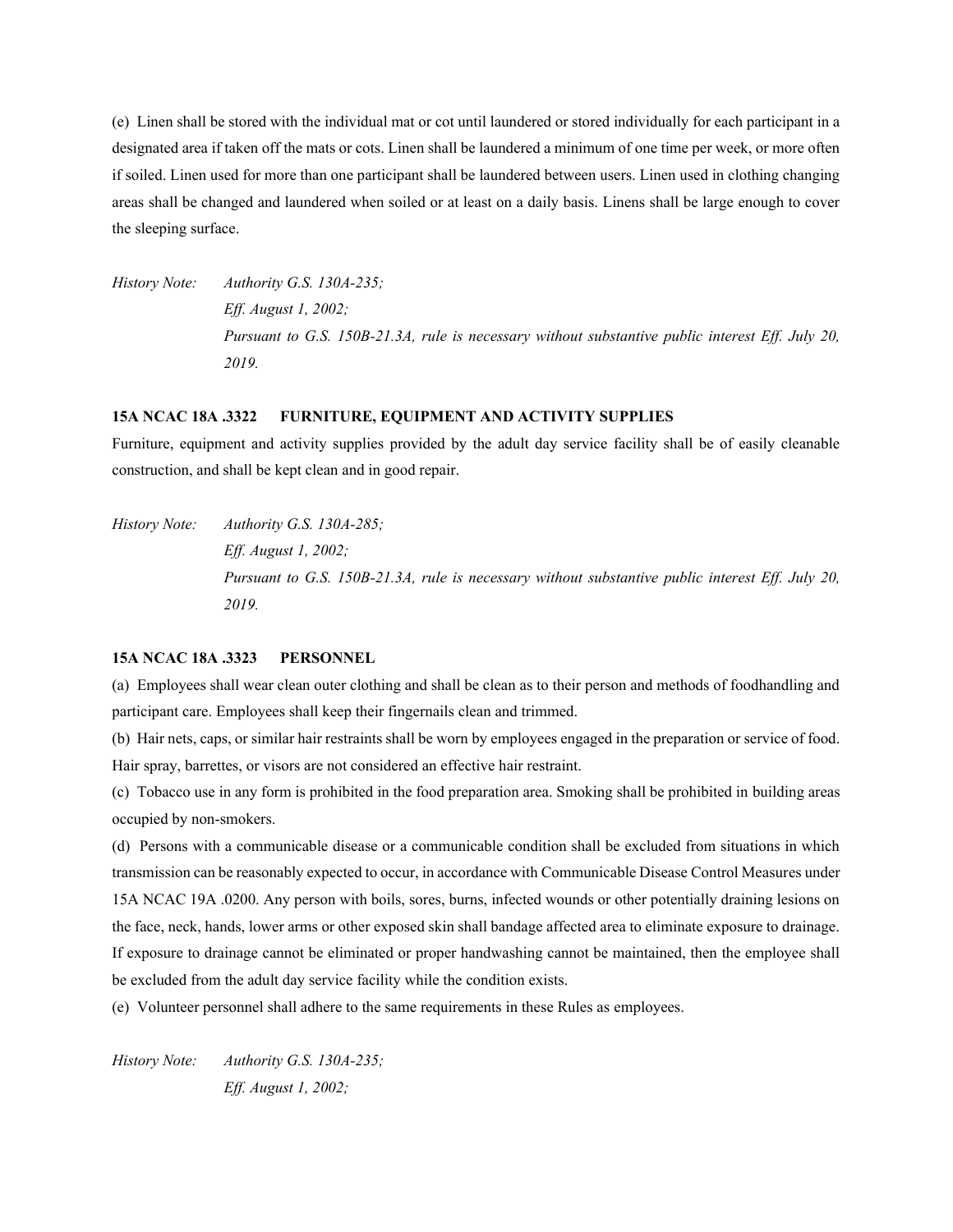(e) Linen shall be stored with the individual mat or cot until laundered or stored individually for each participant in a designated area if taken off the mats or cots. Linen shall be laundered a minimum of one time per week, or more often if soiled. Linen used for more than one participant shall be laundered between users. Linen used in clothing changing areas shall be changed and laundered when soiled or at least on a daily basis. Linens shall be large enough to cover the sleeping surface.

*History Note: Authority G.S. 130A-235;*
*Eff. August 1, 2002;*
*Pursuant to G.S. 150B-21.3A, rule is necessary without substantive public interest Eff. July 20, 2019.*

**15A NCAC 18A .3322 FURNITURE, EQUIPMENT AND ACTIVITY SUPPLIES**

Furniture, equipment and activity supplies provided by the adult day service facility shall be of easily cleanable construction, and shall be kept clean and in good repair.

*History Note: Authority G.S. 130A-285;*
*Eff. August 1, 2002;*
*Pursuant to G.S. 150B-21.3A, rule is necessary without substantive public interest Eff. July 20, 2019.*

**15A NCAC 18A .3323 PERSONNEL**

(a) Employees shall wear clean outer clothing and shall be clean as to their person and methods of foodhandling and participant care. Employees shall keep their fingernails clean and trimmed.

(b) Hair nets, caps, or similar hair restraints shall be worn by employees engaged in the preparation or service of food. Hair spray, barrettes, or visors are not considered an effective hair restraint.

(c) Tobacco use in any form is prohibited in the food preparation area. Smoking shall be prohibited in building areas occupied by non-smokers.

(d) Persons with a communicable disease or a communicable condition shall be excluded from situations in which transmission can be reasonably expected to occur, in accordance with Communicable Disease Control Measures under 15A NCAC 19A .0200. Any person with boils, sores, burns, infected wounds or other potentially draining lesions on the face, neck, hands, lower arms or other exposed skin shall bandage affected area to eliminate exposure to drainage. If exposure to drainage cannot be eliminated or proper handwashing cannot be maintained, then the employee shall be excluded from the adult day service facility while the condition exists.

(e) Volunteer personnel shall adhere to the same requirements in these Rules as employees.

*History Note: Authority G.S. 130A-235;*
*Eff. August 1, 2002;*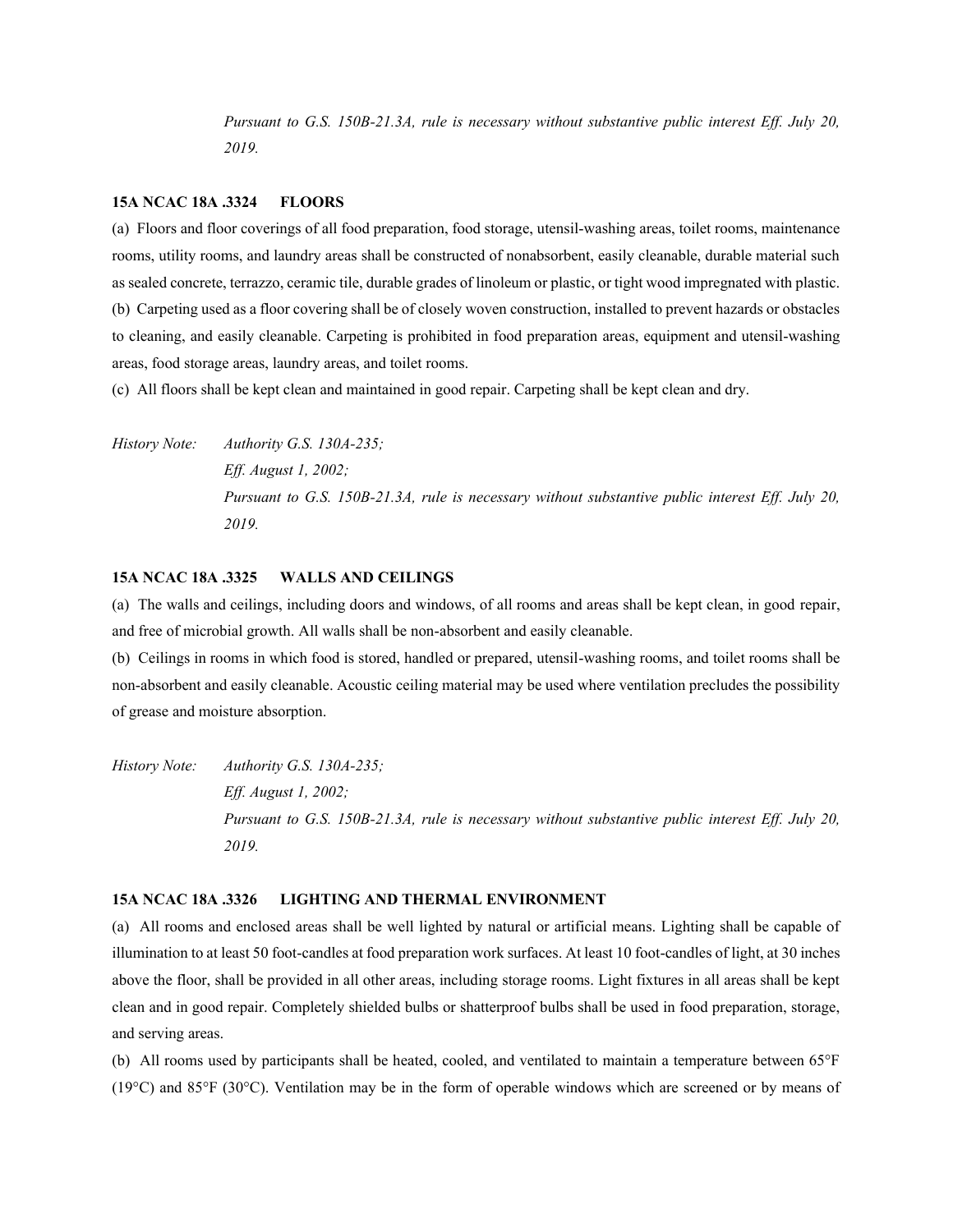*Pursuant to G.S. 150B-21.3A, rule is necessary without substantive public interest Eff. July 20, 2019.*

### 15A NCAC 18A .3324 FLOORS

(a) Floors and floor coverings of all food preparation, food storage, utensil-washing areas, toilet rooms, maintenance rooms, utility rooms, and laundry areas shall be constructed of nonabsorbent, easily cleanable, durable material such as sealed concrete, terrazzo, ceramic tile, durable grades of linoleum or plastic, or tight wood impregnated with plastic.
(b) Carpeting used as a floor covering shall be of closely woven construction, installed to prevent hazards or obstacles to cleaning, and easily cleanable. Carpeting is prohibited in food preparation areas, equipment and utensil-washing areas, food storage areas, laundry areas, and toilet rooms.
(c) All floors shall be kept clean and maintained in good repair. Carpeting shall be kept clean and dry.

*History Note: Authority G.S. 130A-235;*
*Eff. August 1, 2002;*
*Pursuant to G.S. 150B-21.3A, rule is necessary without substantive public interest Eff. July 20, 2019.*

### 15A NCAC 18A .3325 WALLS AND CEILINGS

(a) The walls and ceilings, including doors and windows, of all rooms and areas shall be kept clean, in good repair, and free of microbial growth. All walls shall be non-absorbent and easily cleanable.
(b) Ceilings in rooms in which food is stored, handled or prepared, utensil-washing rooms, and toilet rooms shall be non-absorbent and easily cleanable. Acoustic ceiling material may be used where ventilation precludes the possibility of grease and moisture absorption.

*History Note: Authority G.S. 130A-235;*
*Eff. August 1, 2002;*
*Pursuant to G.S. 150B-21.3A, rule is necessary without substantive public interest Eff. July 20, 2019.*

### 15A NCAC 18A .3326 LIGHTING AND THERMAL ENVIRONMENT

(a) All rooms and enclosed areas shall be well lighted by natural or artificial means. Lighting shall be capable of illumination to at least 50 foot-candles at food preparation work surfaces. At least 10 foot-candles of light, at 30 inches above the floor, shall be provided in all other areas, including storage rooms. Light fixtures in all areas shall be kept clean and in good repair. Completely shielded bulbs or shatterproof bulbs shall be used in food preparation, storage, and serving areas.
(b) All rooms used by participants shall be heated, cooled, and ventilated to maintain a temperature between 65°F (19°C) and 85°F (30°C). Ventilation may be in the form of operable windows which are screened or by means of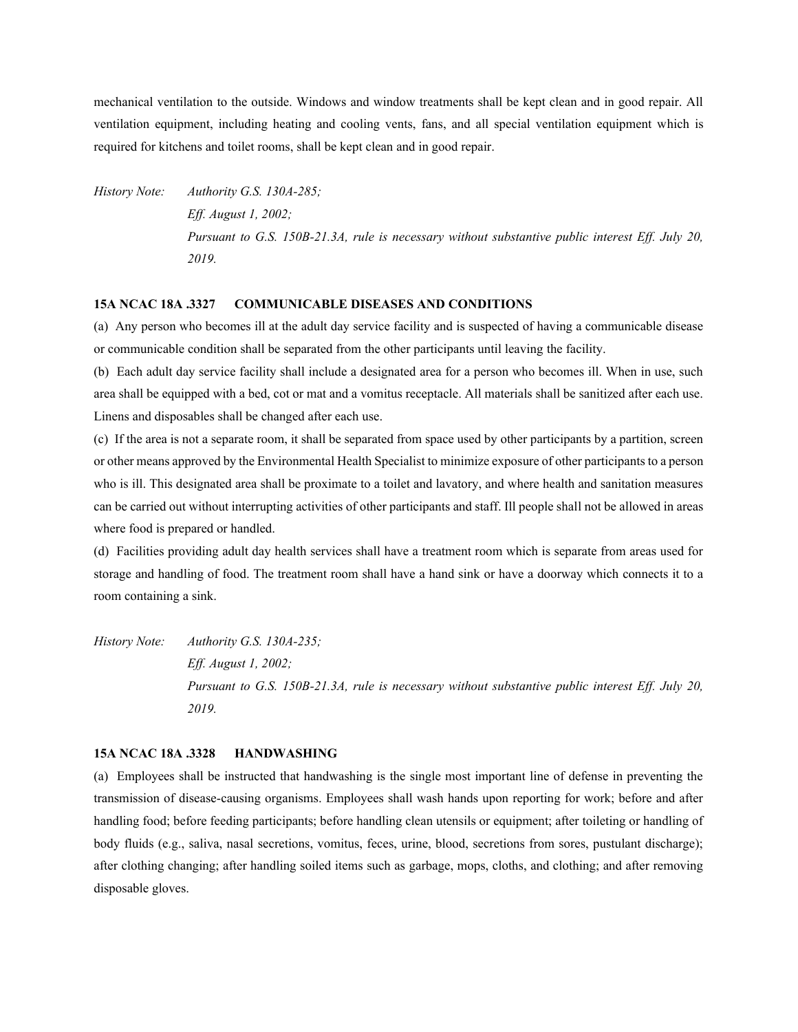mechanical ventilation to the outside. Windows and window treatments shall be kept clean and in good repair. All ventilation equipment, including heating and cooling vents, fans, and all special ventilation equipment which is required for kitchens and toilet rooms, shall be kept clean and in good repair.

*History Note: Authority G.S. 130A-285;*
*Eff. August 1, 2002;*
*Pursuant to G.S. 150B-21.3A, rule is necessary without substantive public interest Eff. July 20, 2019.*

**15A NCAC 18A .3327 COMMUNICABLE DISEASES AND CONDITIONS**

(a) Any person who becomes ill at the adult day service facility and is suspected of having a communicable disease or communicable condition shall be separated from the other participants until leaving the facility.

(b) Each adult day service facility shall include a designated area for a person who becomes ill. When in use, such area shall be equipped with a bed, cot or mat and a vomitus receptacle. All materials shall be sanitized after each use. Linens and disposables shall be changed after each use.

(c) If the area is not a separate room, it shall be separated from space used by other participants by a partition, screen or other means approved by the Environmental Health Specialist to minimize exposure of other participants to a person who is ill. This designated area shall be proximate to a toilet and lavatory, and where health and sanitation measures can be carried out without interrupting activities of other participants and staff. Ill people shall not be allowed in areas where food is prepared or handled.

(d) Facilities providing adult day health services shall have a treatment room which is separate from areas used for storage and handling of food. The treatment room shall have a hand sink or have a doorway which connects it to a room containing a sink.

*History Note: Authority G.S. 130A-235;*
*Eff. August 1, 2002;*
*Pursuant to G.S. 150B-21.3A, rule is necessary without substantive public interest Eff. July 20, 2019.*

**15A NCAC 18A .3328 HANDWASHING**

(a) Employees shall be instructed that handwashing is the single most important line of defense in preventing the transmission of disease-causing organisms. Employees shall wash hands upon reporting for work; before and after handling food; before feeding participants; before handling clean utensils or equipment; after toileting or handling of body fluids (e.g., saliva, nasal secretions, vomitus, feces, urine, blood, secretions from sores, pustulant discharge); after clothing changing; after handling soiled items such as garbage, mops, cloths, and clothing; and after removing disposable gloves.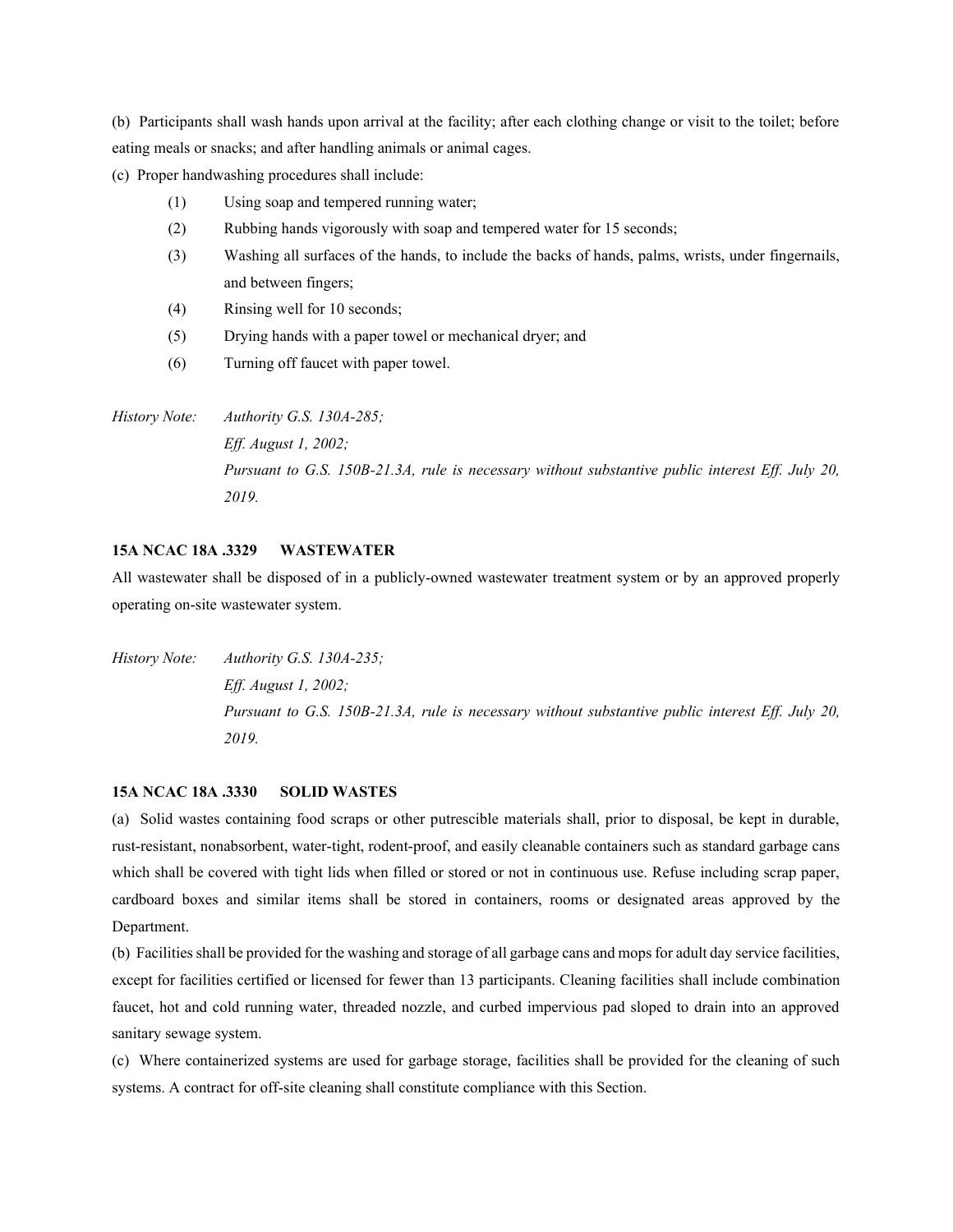(b) Participants shall wash hands upon arrival at the facility; after each clothing change or visit to the toilet; before eating meals or snacks; and after handling animals or animal cages.

(c) Proper handwashing procedures shall include:

- (1) Using soap and tempered running water;
- (2) Rubbing hands vigorously with soap and tempered water for 15 seconds;
- (3) Washing all surfaces of the hands, to include the backs of hands, palms, wrists, under fingernails, and between fingers;
- (4) Rinsing well for 10 seconds;
- (5) Drying hands with a paper towel or mechanical dryer; and
- (6) Turning off faucet with paper towel.

*History Note: Authority G.S. 130A-285;*
*Eff. August 1, 2002;*
*Pursuant to G.S. 150B-21.3A, rule is necessary without substantive public interest Eff. July 20, 2019.*

**15A NCAC 18A .3329 WASTEWATER**

All wastewater shall be disposed of in a publicly-owned wastewater treatment system or by an approved properly operating on-site wastewater system.

*History Note: Authority G.S. 130A-235;*
*Eff. August 1, 2002;*
*Pursuant to G.S. 150B-21.3A, rule is necessary without substantive public interest Eff. July 20, 2019.*

**15A NCAC 18A .3330 SOLID WASTES**

(a) Solid wastes containing food scraps or other putrescible materials shall, prior to disposal, be kept in durable, rust-resistant, nonabsorbent, water-tight, rodent-proof, and easily cleanable containers such as standard garbage cans which shall be covered with tight lids when filled or stored or not in continuous use. Refuse including scrap paper, cardboard boxes and similar items shall be stored in containers, rooms or designated areas approved by the Department.

(b) Facilities shall be provided for the washing and storage of all garbage cans and mops for adult day service facilities, except for facilities certified or licensed for fewer than 13 participants. Cleaning facilities shall include combination faucet, hot and cold running water, threaded nozzle, and curbed impervious pad sloped to drain into an approved sanitary sewage system.

(c) Where containerized systems are used for garbage storage, facilities shall be provided for the cleaning of such systems. A contract for off-site cleaning shall constitute compliance with this Section.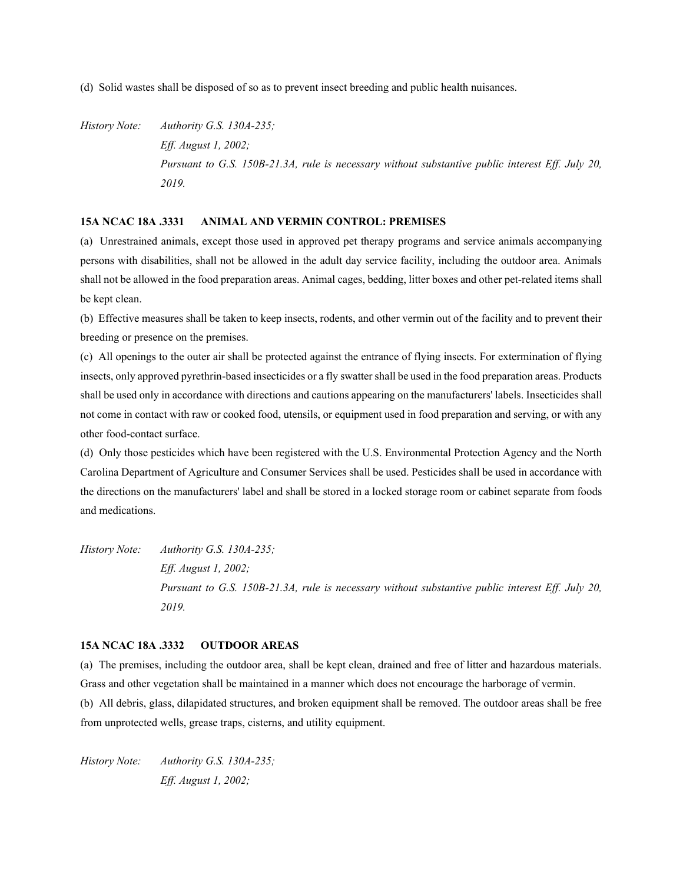(d) Solid wastes shall be disposed of so as to prevent insect breeding and public health nuisances.

*History Note: Authority G.S. 130A-235;*
*Eff. August 1, 2002;*
*Pursuant to G.S. 150B-21.3A, rule is necessary without substantive public interest Eff. July 20, 2019.*

**15A NCAC 18A .3331 ANIMAL AND VERMIN CONTROL: PREMISES**

(a) Unrestrained animals, except those used in approved pet therapy programs and service animals accompanying persons with disabilities, shall not be allowed in the adult day service facility, including the outdoor area. Animals shall not be allowed in the food preparation areas. Animal cages, bedding, litter boxes and other pet-related items shall be kept clean.

(b) Effective measures shall be taken to keep insects, rodents, and other vermin out of the facility and to prevent their breeding or presence on the premises.

(c) All openings to the outer air shall be protected against the entrance of flying insects. For extermination of flying insects, only approved pyrethrin-based insecticides or a fly swatter shall be used in the food preparation areas. Products shall be used only in accordance with directions and cautions appearing on the manufacturers' labels. Insecticides shall not come in contact with raw or cooked food, utensils, or equipment used in food preparation and serving, or with any other food-contact surface.

(d) Only those pesticides which have been registered with the U.S. Environmental Protection Agency and the North Carolina Department of Agriculture and Consumer Services shall be used. Pesticides shall be used in accordance with the directions on the manufacturers' label and shall be stored in a locked storage room or cabinet separate from foods and medications.

*History Note: Authority G.S. 130A-235;*
*Eff. August 1, 2002;*
*Pursuant to G.S. 150B-21.3A, rule is necessary without substantive public interest Eff. July 20, 2019.*

**15A NCAC 18A .3332 OUTDOOR AREAS**

(a) The premises, including the outdoor area, shall be kept clean, drained and free of litter and hazardous materials. Grass and other vegetation shall be maintained in a manner which does not encourage the harborage of vermin.

(b) All debris, glass, dilapidated structures, and broken equipment shall be removed. The outdoor areas shall be free from unprotected wells, grease traps, cisterns, and utility equipment.

*History Note: Authority G.S. 130A-235;*
*Eff. August 1, 2002;*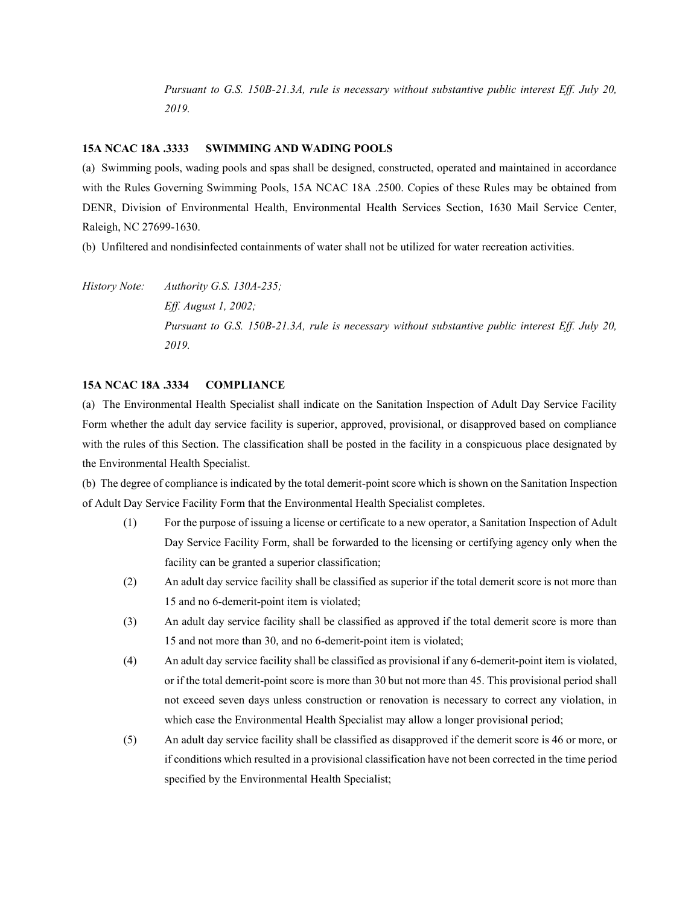*Pursuant to G.S. 150B-21.3A, rule is necessary without substantive public interest Eff. July 20, 2019.*

**15A NCAC 18A .3333 SWIMMING AND WADING POOLS**

(a) Swimming pools, wading pools and spas shall be designed, constructed, operated and maintained in accordance with the Rules Governing Swimming Pools, 15A NCAC 18A .2500. Copies of these Rules may be obtained from DENR, Division of Environmental Health, Environmental Health Services Section, 1630 Mail Service Center, Raleigh, NC 27699-1630.

(b) Unfiltered and nondisinfected containments of water shall not be utilized for water recreation activities.

*History Note: Authority G.S. 130A-235;*
*Eff. August 1, 2002;*
*Pursuant to G.S. 150B-21.3A, rule is necessary without substantive public interest Eff. July 20, 2019.*

**15A NCAC 18A .3334 COMPLIANCE**

(a) The Environmental Health Specialist shall indicate on the Sanitation Inspection of Adult Day Service Facility Form whether the adult day service facility is superior, approved, provisional, or disapproved based on compliance with the rules of this Section. The classification shall be posted in the facility in a conspicuous place designated by the Environmental Health Specialist.

(b) The degree of compliance is indicated by the total demerit-point score which is shown on the Sanitation Inspection of Adult Day Service Facility Form that the Environmental Health Specialist completes.

(1) For the purpose of issuing a license or certificate to a new operator, a Sanitation Inspection of Adult Day Service Facility Form, shall be forwarded to the licensing or certifying agency only when the facility can be granted a superior classification;

(2) An adult day service facility shall be classified as superior if the total demerit score is not more than 15 and no 6-demerit-point item is violated;

(3) An adult day service facility shall be classified as approved if the total demerit score is more than 15 and not more than 30, and no 6-demerit-point item is violated;

(4) An adult day service facility shall be classified as provisional if any 6-demerit-point item is violated, or if the total demerit-point score is more than 30 but not more than 45. This provisional period shall not exceed seven days unless construction or renovation is necessary to correct any violation, in which case the Environmental Health Specialist may allow a longer provisional period;

(5) An adult day service facility shall be classified as disapproved if the demerit score is 46 or more, or if conditions which resulted in a provisional classification have not been corrected in the time period specified by the Environmental Health Specialist;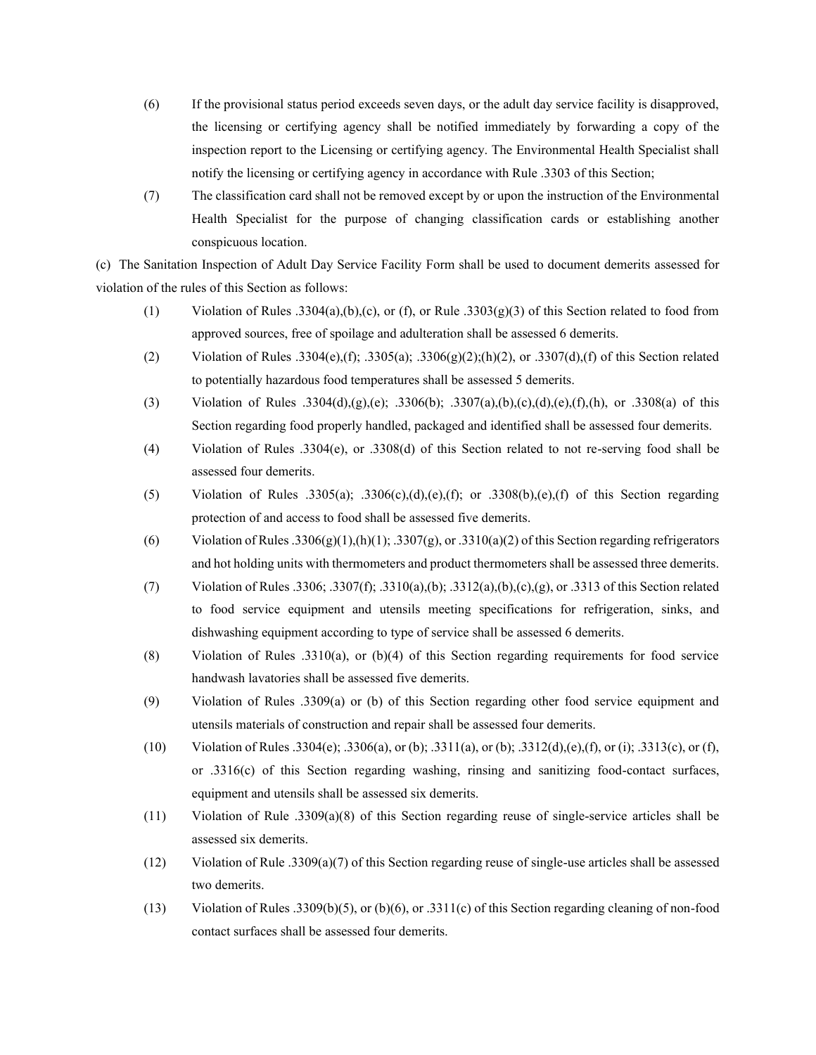(6) If the provisional status period exceeds seven days, or the adult day service facility is disapproved, the licensing or certifying agency shall be notified immediately by forwarding a copy of the inspection report to the Licensing or certifying agency. The Environmental Health Specialist shall notify the licensing or certifying agency in accordance with Rule .3303 of this Section;

(7) The classification card shall not be removed except by or upon the instruction of the Environmental Health Specialist for the purpose of changing classification cards or establishing another conspicuous location.

(c) The Sanitation Inspection of Adult Day Service Facility Form shall be used to document demerits assessed for violation of the rules of this Section as follows:

(1) Violation of Rules .3304(a),(b),(c), or (f), or Rule .3303(g)(3) of this Section related to food from approved sources, free of spoilage and adulteration shall be assessed 6 demerits.

(2) Violation of Rules .3304(e),(f); .3305(a); .3306(g)(2);(h)(2), or .3307(d),(f) of this Section related to potentially hazardous food temperatures shall be assessed 5 demerits.

(3) Violation of Rules .3304(d),(g),(e); .3306(b); .3307(a),(b),(c),(d),(e),(f),(h), or .3308(a) of this Section regarding food properly handled, packaged and identified shall be assessed four demerits.

(4) Violation of Rules .3304(e), or .3308(d) of this Section related to not re-serving food shall be assessed four demerits.

(5) Violation of Rules .3305(a); .3306(c),(d),(e),(f); or .3308(b),(e),(f) of this Section regarding protection of and access to food shall be assessed five demerits.

(6) Violation of Rules .3306(g)(1),(h)(1); .3307(g), or .3310(a)(2) of this Section regarding refrigerators and hot holding units with thermometers and product thermometers shall be assessed three demerits.

(7) Violation of Rules .3306; .3307(f); .3310(a),(b); .3312(a),(b),(c),(g), or .3313 of this Section related to food service equipment and utensils meeting specifications for refrigeration, sinks, and dishwashing equipment according to type of service shall be assessed 6 demerits.

(8) Violation of Rules .3310(a), or (b)(4) of this Section regarding requirements for food service handwash lavatories shall be assessed five demerits.

(9) Violation of Rules .3309(a) or (b) of this Section regarding other food service equipment and utensils materials of construction and repair shall be assessed four demerits.

(10) Violation of Rules .3304(e); .3306(a), or (b); .3311(a), or (b); .3312(d),(e),(f), or (i); .3313(c), or (f), or .3316(c) of this Section regarding washing, rinsing and sanitizing food-contact surfaces, equipment and utensils shall be assessed six demerits.

(11) Violation of Rule .3309(a)(8) of this Section regarding reuse of single-service articles shall be assessed six demerits.

(12) Violation of Rule .3309(a)(7) of this Section regarding reuse of single-use articles shall be assessed two demerits.

(13) Violation of Rules .3309(b)(5), or (b)(6), or .3311(c) of this Section regarding cleaning of non-food contact surfaces shall be assessed four demerits.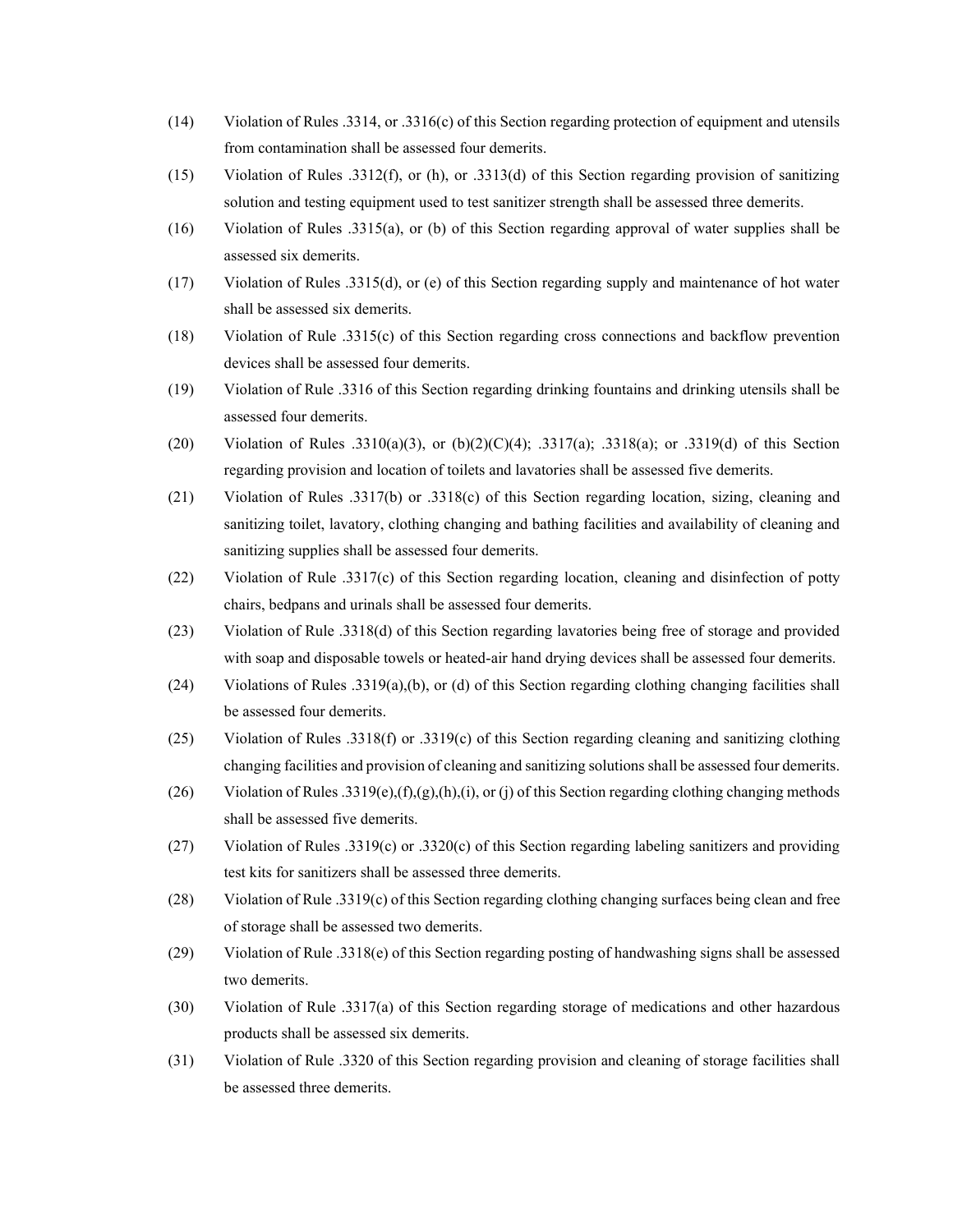(14) Violation of Rules .3314, or .3316(c) of this Section regarding protection of equipment and utensils from contamination shall be assessed four demerits.

(15) Violation of Rules .3312(f), or (h), or .3313(d) of this Section regarding provision of sanitizing solution and testing equipment used to test sanitizer strength shall be assessed three demerits.

(16) Violation of Rules .3315(a), or (b) of this Section regarding approval of water supplies shall be assessed six demerits.

(17) Violation of Rules .3315(d), or (e) of this Section regarding supply and maintenance of hot water shall be assessed six demerits.

(18) Violation of Rule .3315(c) of this Section regarding cross connections and backflow prevention devices shall be assessed four demerits.

(19) Violation of Rule .3316 of this Section regarding drinking fountains and drinking utensils shall be assessed four demerits.

(20) Violation of Rules .3310(a)(3), or (b)(2)(C)(4); .3317(a); .3318(a); or .3319(d) of this Section regarding provision and location of toilets and lavatories shall be assessed five demerits.

(21) Violation of Rules .3317(b) or .3318(c) of this Section regarding location, sizing, cleaning and sanitizing toilet, lavatory, clothing changing and bathing facilities and availability of cleaning and sanitizing supplies shall be assessed four demerits.

(22) Violation of Rule .3317(c) of this Section regarding location, cleaning and disinfection of potty chairs, bedpans and urinals shall be assessed four demerits.

(23) Violation of Rule .3318(d) of this Section regarding lavatories being free of storage and provided with soap and disposable towels or heated-air hand drying devices shall be assessed four demerits.

(24) Violations of Rules .3319(a),(b), or (d) of this Section regarding clothing changing facilities shall be assessed four demerits.

(25) Violation of Rules .3318(f) or .3319(c) of this Section regarding cleaning and sanitizing clothing changing facilities and provision of cleaning and sanitizing solutions shall be assessed four demerits.

(26) Violation of Rules .3319(e),(f),(g),(h),(i), or (j) of this Section regarding clothing changing methods shall be assessed five demerits.

(27) Violation of Rules .3319(c) or .3320(c) of this Section regarding labeling sanitizers and providing test kits for sanitizers shall be assessed three demerits.

(28) Violation of Rule .3319(c) of this Section regarding clothing changing surfaces being clean and free of storage shall be assessed two demerits.

(29) Violation of Rule .3318(e) of this Section regarding posting of handwashing signs shall be assessed two demerits.

(30) Violation of Rule .3317(a) of this Section regarding storage of medications and other hazardous products shall be assessed six demerits.

(31) Violation of Rule .3320 of this Section regarding provision and cleaning of storage facilities shall be assessed three demerits.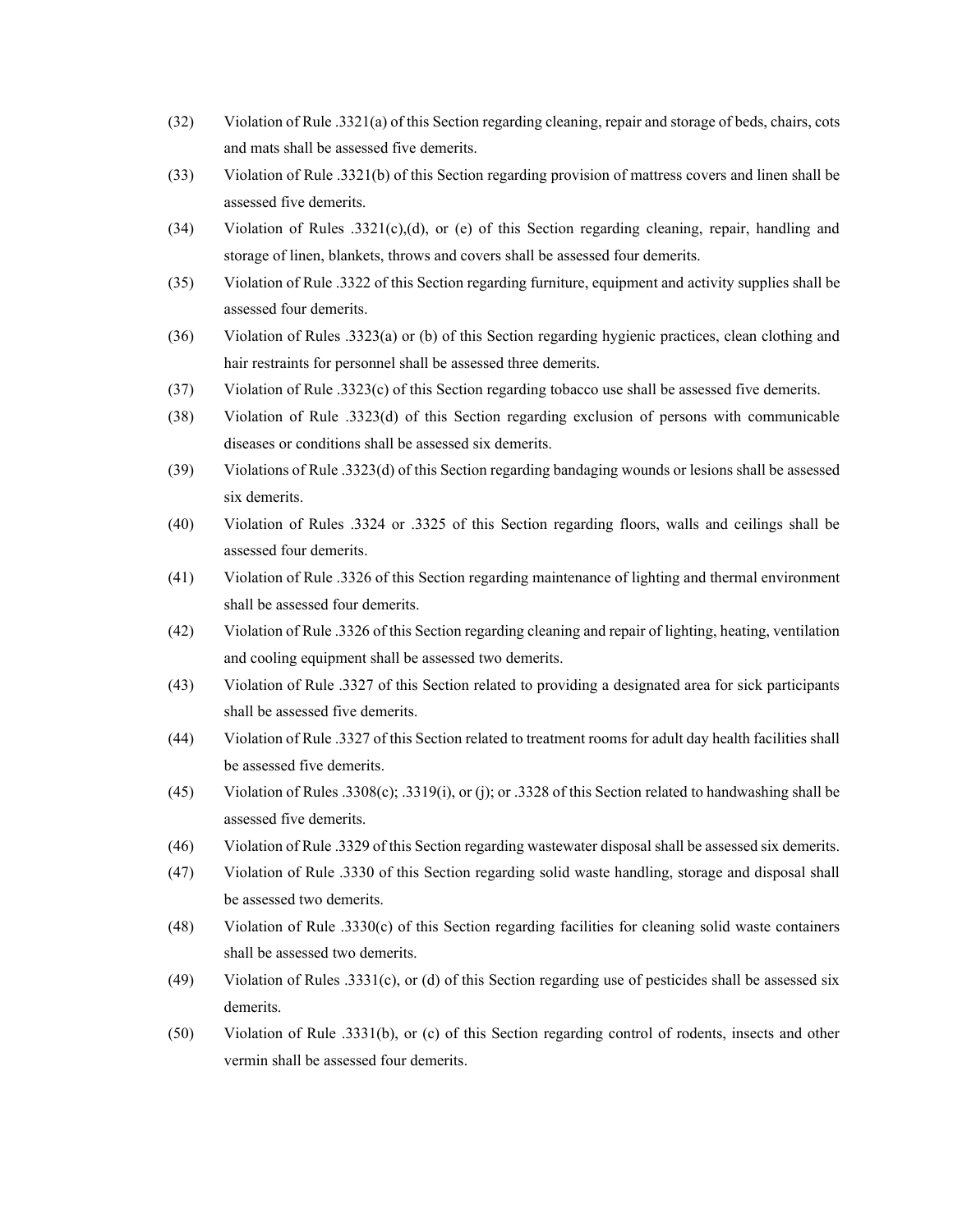(32) Violation of Rule .3321(a) of this Section regarding cleaning, repair and storage of beds, chairs, cots and mats shall be assessed five demerits.

(33) Violation of Rule .3321(b) of this Section regarding provision of mattress covers and linen shall be assessed five demerits.

(34) Violation of Rules .3321(c),(d), or (e) of this Section regarding cleaning, repair, handling and storage of linen, blankets, throws and covers shall be assessed four demerits.

(35) Violation of Rule .3322 of this Section regarding furniture, equipment and activity supplies shall be assessed four demerits.

(36) Violation of Rules .3323(a) or (b) of this Section regarding hygienic practices, clean clothing and hair restraints for personnel shall be assessed three demerits.

(37) Violation of Rule .3323(c) of this Section regarding tobacco use shall be assessed five demerits.

(38) Violation of Rule .3323(d) of this Section regarding exclusion of persons with communicable diseases or conditions shall be assessed six demerits.

(39) Violations of Rule .3323(d) of this Section regarding bandaging wounds or lesions shall be assessed six demerits.

(40) Violation of Rules .3324 or .3325 of this Section regarding floors, walls and ceilings shall be assessed four demerits.

(41) Violation of Rule .3326 of this Section regarding maintenance of lighting and thermal environment shall be assessed four demerits.

(42) Violation of Rule .3326 of this Section regarding cleaning and repair of lighting, heating, ventilation and cooling equipment shall be assessed two demerits.

(43) Violation of Rule .3327 of this Section related to providing a designated area for sick participants shall be assessed five demerits.

(44) Violation of Rule .3327 of this Section related to treatment rooms for adult day health facilities shall be assessed five demerits.

(45) Violation of Rules .3308(c); .3319(i), or (j); or .3328 of this Section related to handwashing shall be assessed five demerits.

(46) Violation of Rule .3329 of this Section regarding wastewater disposal shall be assessed six demerits.

(47) Violation of Rule .3330 of this Section regarding solid waste handling, storage and disposal shall be assessed two demerits.

(48) Violation of Rule .3330(c) of this Section regarding facilities for cleaning solid waste containers shall be assessed two demerits.

(49) Violation of Rules .3331(c), or (d) of this Section regarding use of pesticides shall be assessed six demerits.

(50) Violation of Rule .3331(b), or (c) of this Section regarding control of rodents, insects and other vermin shall be assessed four demerits.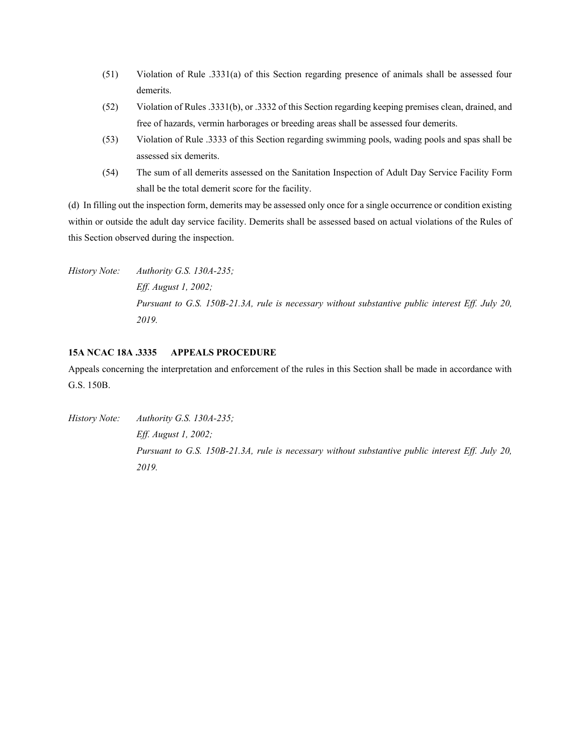(51) Violation of Rule .3331(a) of this Section regarding presence of animals shall be assessed four demerits.

(52) Violation of Rules .3331(b), or .3332 of this Section regarding keeping premises clean, drained, and free of hazards, vermin harborages or breeding areas shall be assessed four demerits.

(53) Violation of Rule .3333 of this Section regarding swimming pools, wading pools and spas shall be assessed six demerits.

(54) The sum of all demerits assessed on the Sanitation Inspection of Adult Day Service Facility Form shall be the total demerit score for the facility.

(d) In filling out the inspection form, demerits may be assessed only once for a single occurrence or condition existing within or outside the adult day service facility. Demerits shall be assessed based on actual violations of the Rules of this Section observed during the inspection.

*History Note: Authority G.S. 130A-235;*
*Eff. August 1, 2002;*
*Pursuant to G.S. 150B-21.3A, rule is necessary without substantive public interest Eff. July 20, 2019.*

**15A NCAC 18A .3335 APPEALS PROCEDURE**

Appeals concerning the interpretation and enforcement of the rules in this Section shall be made in accordance with G.S. 150B.

*History Note: Authority G.S. 130A-235;*
*Eff. August 1, 2002;*
*Pursuant to G.S. 150B-21.3A, rule is necessary without substantive public interest Eff. July 20, 2019.*